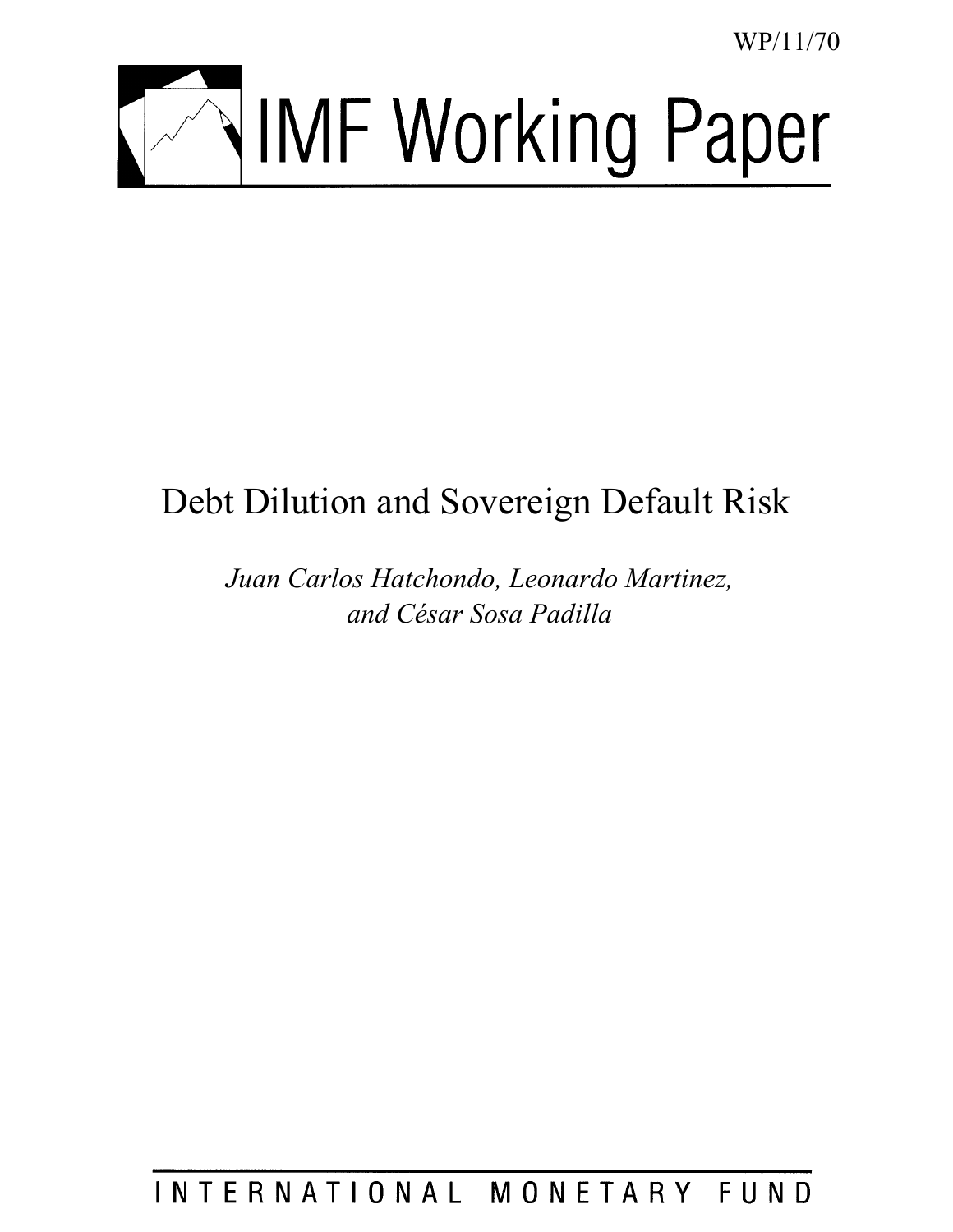WP/11/70

# IMF Working Paper

# Debt Dilution and Sovereign Default Risk

*Juan Carlos Hatchondo, Leonardo Martinez, and César Sosa Padilla*

INTERNATIONAL MONETARY FUND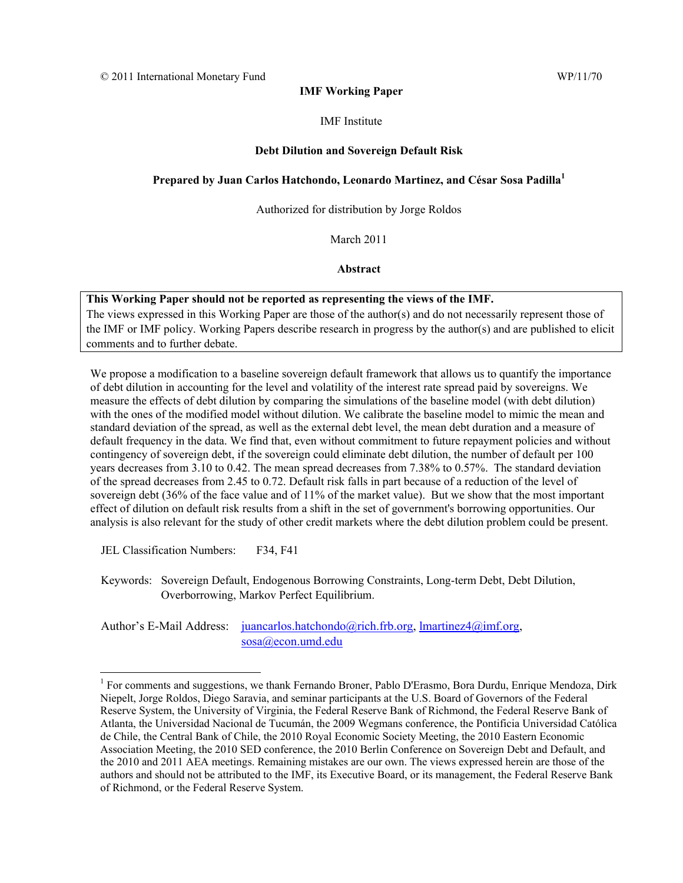© 2011 International Monetary Fund WP/11/70

**IMF Working Paper**

IMF Institute

**Debt Dilution and Sovereign Default Risk**

**Prepared by Juan Carlos Hatchondo, Leonardo Martinez, and César Sosa Padilla[1]**

Authorized for distribution by Jorge Roldos

March 2011

**Abstract**

**This Working Paper should not be reported as representing the views of the IMF.**
The views expressed in this Working Paper are those of the author(s) and do not necessarily represent those of the IMF or IMF policy. Working Papers describe research in progress by the author(s) and are published to elicit comments and to further debate.

We propose a modification to a baseline sovereign default framework that allows us to quantify the importance of debt dilution in accounting for the level and volatility of the interest rate spread paid by sovereigns. We measure the effects of debt dilution by comparing the simulations of the baseline model (with debt dilution) with the ones of the modified model without dilution. We calibrate the baseline model to mimic the mean and standard deviation of the spread, as well as the external debt level, the mean debt duration and a measure of default frequency in the data. We find that, even without commitment to future repayment policies and without contingency of sovereign debt, if the sovereign could eliminate debt dilution, the number of default per 100 years decreases from 3.10 to 0.42. The mean spread decreases from 7.38% to 0.57%. The standard deviation of the spread decreases from 2.45 to 0.72. Default risk falls in part because of a reduction of the level of sovereign debt (36% of the face value and of 11% of the market value). But we show that the most important effect of dilution on default risk results from a shift in the set of government's borrowing opportunities. Our analysis is also relevant for the study of other credit markets where the debt dilution problem could be present.

JEL Classification Numbers: F34, F41

Keywords: Sovereign Default, Endogenous Borrowing Constraints, Long-term Debt, Debt Dilution, Overborrowing, Markov Perfect Equilibrium.

Author's E-Mail Address: juancarlos.hatchondo@rich.frb.org, lmartinez4@imf.org, sosa@econ.umd.edu

[1] For comments and suggestions, we thank Fernando Broner, Pablo D'Erasmo, Bora Durdu, Enrique Mendoza, Dirk Niepelt, Jorge Roldos, Diego Saravia, and seminar participants at the U.S. Board of Governors of the Federal Reserve System, the University of Virginia, the Federal Reserve Bank of Richmond, the Federal Reserve Bank of Atlanta, the Universidad Nacional de Tucumán, the 2009 Wegmans conference, the Pontificia Universidad Católica de Chile, the Central Bank of Chile, the 2010 Royal Economic Society Meeting, the 2010 Eastern Economic Association Meeting, the 2010 SED conference, the 2010 Berlin Conference on Sovereign Debt and Default, and the 2010 and 2011 AEA meetings. Remaining mistakes are our own. The views expressed herein are those of the authors and should not be attributed to the IMF, its Executive Board, or its management, the Federal Reserve Bank of Richmond, or the Federal Reserve System.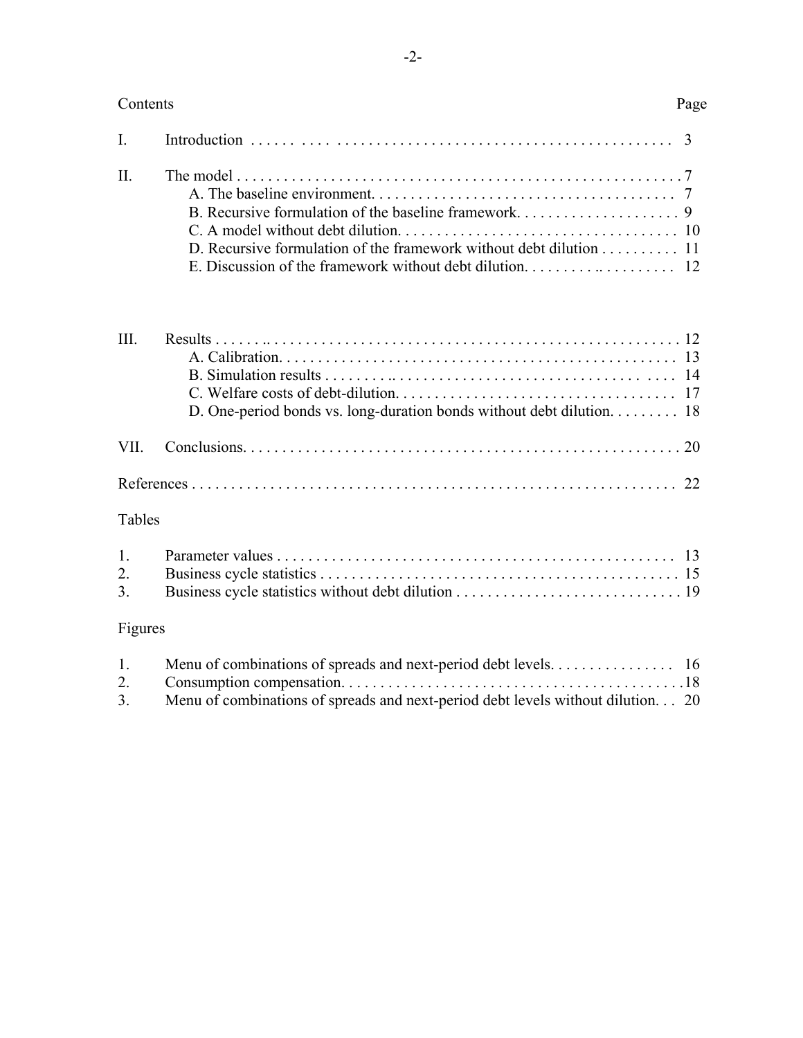| Contents | | Page |
|---|---|---|
| I. | Introduction | 3 |
| II. | The model | 7 |
| | A. The baseline environment | 7 |
| | B. Recursive formulation of the baseline framework | 9 |
| | C. A model without debt dilution | 10 |
| | D. Recursive formulation of the framework without debt dilution | 11 |
| | E. Discussion of the framework without debt dilution | 12 |
| III. | Results | 12 |
| | A. Calibration | 13 |
| | B. Simulation results | 14 |
| | C. Welfare costs of debt-dilution | 17 |
| | D. One-period bonds vs. long-duration bonds without debt dilution | 18 |
| VII. | Conclusions | 20 |
| References | | 22 |

Tables

| | | |
|---|---|---|
| 1. | Parameter values | 13 |
| 2. | Business cycle statistics | 15 |
| 3. | Business cycle statistics without debt dilution | 19 |

Figures

| | | |
|---|---|---|
| 1. | Menu of combinations of spreads and next-period debt levels | 16 |
| 2. | Consumption compensation | 18 |
| 3. | Menu of combinations of spreads and next-period debt levels without dilution | 20 |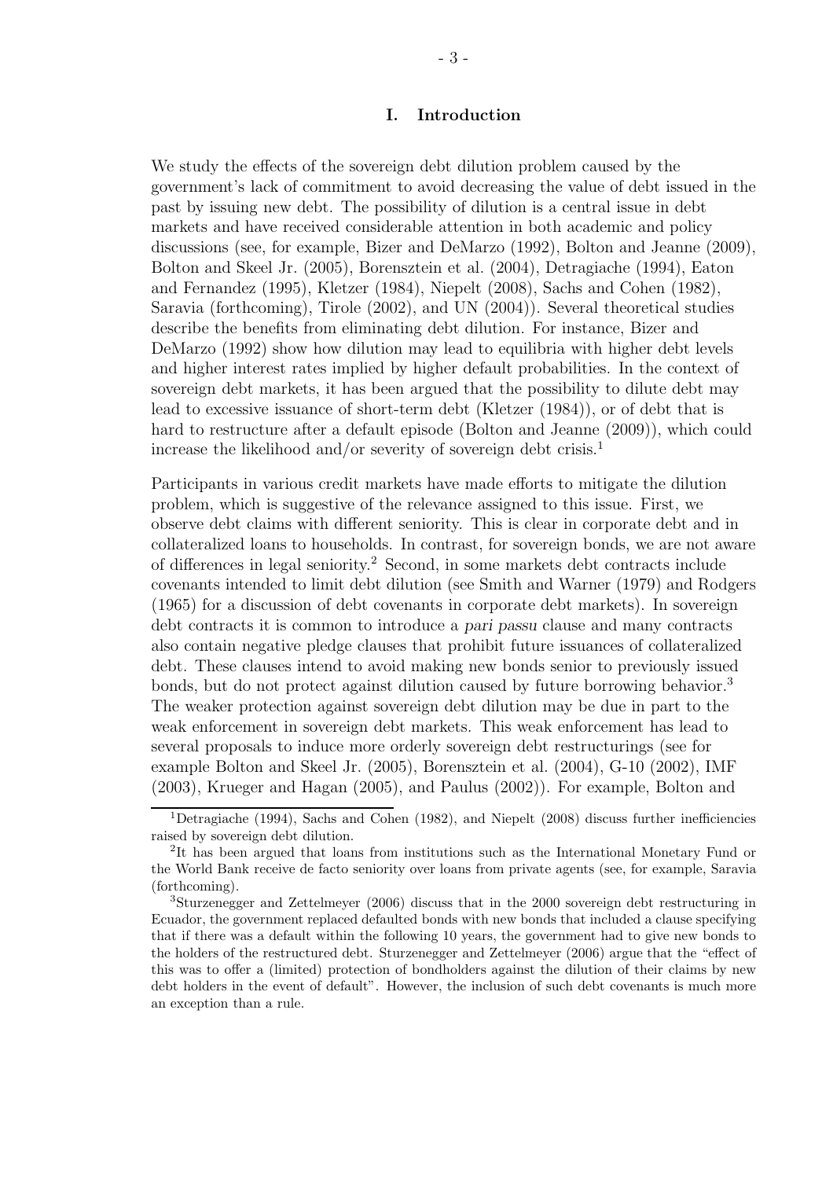# I. Introduction

We study the effects of the sovereign debt dilution problem caused by the government's lack of commitment to avoid decreasing the value of debt issued in the past by issuing new debt. The possibility of dilution is a central issue in debt markets and have received considerable attention in both academic and policy discussions (see, for example, Bizer and DeMarzo (1992), Bolton and Jeanne (2009), Bolton and Skeel Jr. (2005), Borensztein et al. (2004), Detragiache (1994), Eaton and Fernandez (1995), Kletzer (1984), Niepelt (2008), Sachs and Cohen (1982), Saravia (forthcoming), Tirole (2002), and UN (2004)). Several theoretical studies describe the benefits from eliminating debt dilution. For instance, Bizer and DeMarzo (1992) show how dilution may lead to equilibria with higher debt levels and higher interest rates implied by higher default probabilities. In the context of sovereign debt markets, it has been argued that the possibility to dilute debt may lead to excessive issuance of short-term debt (Kletzer (1984)), or of debt that is hard to restructure after a default episode (Bolton and Jeanne (2009)), which could increase the likelihood and/or severity of sovereign debt crisis.[1]

Participants in various credit markets have made efforts to mitigate the dilution problem, which is suggestive of the relevance assigned to this issue. First, we observe debt claims with different seniority. This is clear in corporate debt and in collateralized loans to households. In contrast, for sovereign bonds, we are not aware of differences in legal seniority.[2] Second, in some markets debt contracts include covenants intended to limit debt dilution (see Smith and Warner (1979) and Rodgers (1965) for a discussion of debt covenants in corporate debt markets). In sovereign debt contracts it is common to introduce a *pari passu* clause and many contracts also contain negative pledge clauses that prohibit future issuances of collateralized debt. These clauses intend to avoid making new bonds senior to previously issued bonds, but do not protect against dilution caused by future borrowing behavior.[3] The weaker protection against sovereign debt dilution may be due in part to the weak enforcement in sovereign debt markets. This weak enforcement has lead to several proposals to induce more orderly sovereign debt restructurings (see for example Bolton and Skeel Jr. (2005), Borensztein et al. (2004), G-10 (2002), IMF (2003), Krueger and Hagan (2005), and Paulus (2002)). For example, Bolton and

[1] Detragiache (1994), Sachs and Cohen (1982), and Niepelt (2008) discuss further inefficiencies raised by sovereign debt dilution.

[2] It has been argued that loans from institutions such as the International Monetary Fund or the World Bank receive de facto seniority over loans from private agents (see, for example, Saravia (forthcoming).

[3] Sturzenegger and Zettelmeyer (2006) discuss that in the 2000 sovereign debt restructuring in Ecuador, the government replaced defaulted bonds with new bonds that included a clause specifying that if there was a default within the following 10 years, the government had to give new bonds to the holders of the restructured debt. Sturzenegger and Zettelmeyer (2006) argue that the "effect of this was to offer a (limited) protection of bondholders against the dilution of their claims by new debt holders in the event of default". However, the inclusion of such debt covenants is much more an exception than a rule.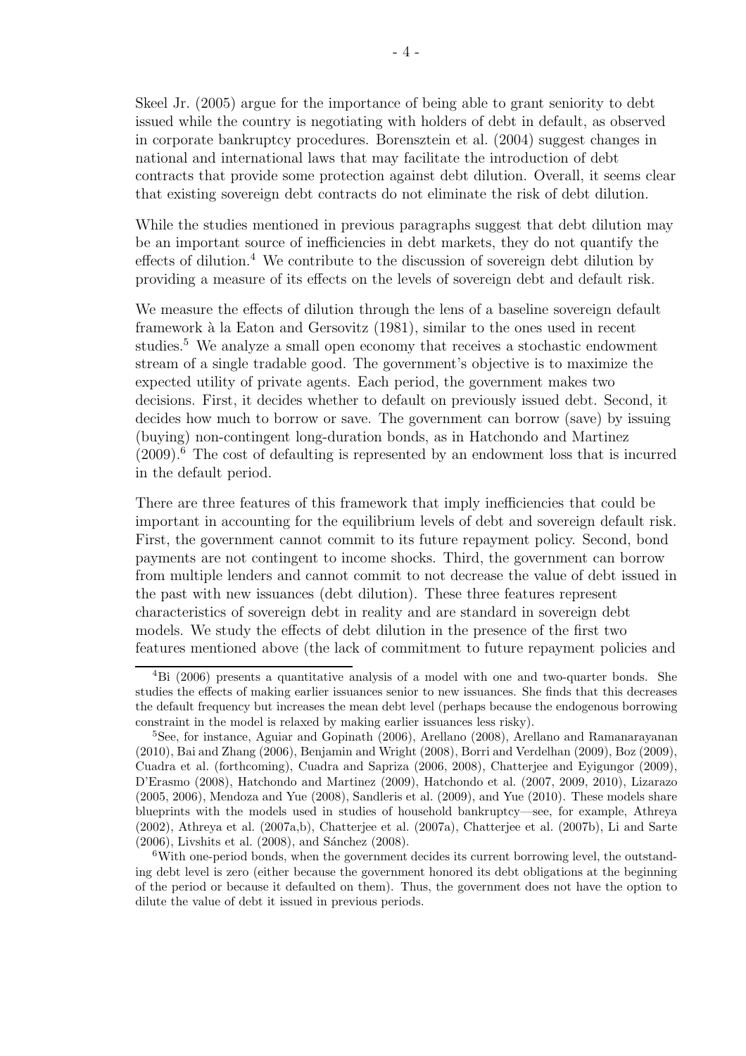Skeel Jr. (2005) argue for the importance of being able to grant seniority to debt issued while the country is negotiating with holders of debt in default, as observed in corporate bankruptcy procedures. Borensztein et al. (2004) suggest changes in national and international laws that may facilitate the introduction of debt contracts that provide some protection against debt dilution. Overall, it seems clear that existing sovereign debt contracts do not eliminate the risk of debt dilution.

While the studies mentioned in previous paragraphs suggest that debt dilution may be an important source of inefficiencies in debt markets, they do not quantify the effects of dilution.[4] We contribute to the discussion of sovereign debt dilution by providing a measure of its effects on the levels of sovereign debt and default risk.

We measure the effects of dilution through the lens of a baseline sovereign default framework à la Eaton and Gersovitz (1981), similar to the ones used in recent studies.[5] We analyze a small open economy that receives a stochastic endowment stream of a single tradable good. The government's objective is to maximize the expected utility of private agents. Each period, the government makes two decisions. First, it decides whether to default on previously issued debt. Second, it decides how much to borrow or save. The government can borrow (save) by issuing (buying) non-contingent long-duration bonds, as in Hatchondo and Martinez (2009).[6] The cost of defaulting is represented by an endowment loss that is incurred in the default period.

There are three features of this framework that imply inefficiencies that could be important in accounting for the equilibrium levels of debt and sovereign default risk. First, the government cannot commit to its future repayment policy. Second, bond payments are not contingent to income shocks. Third, the government can borrow from multiple lenders and cannot commit to not decrease the value of debt issued in the past with new issuances (debt dilution). These three features represent characteristics of sovereign debt in reality and are standard in sovereign debt models. We study the effects of debt dilution in the presence of the first two features mentioned above (the lack of commitment to future repayment policies and

[4] Bi (2006) presents a quantitative analysis of a model with one and two-quarter bonds. She studies the effects of making earlier issuances senior to new issuances. She finds that this decreases the default frequency but increases the mean debt level (perhaps because the endogenous borrowing constraint in the model is relaxed by making earlier issuances less risky).

[5] See, for instance, Aguiar and Gopinath (2006), Arellano (2008), Arellano and Ramanarayanan (2010), Bai and Zhang (2006), Benjamin and Wright (2008), Borri and Verdelhan (2009), Boz (2009), Cuadra et al. (forthcoming), Cuadra and Sapriza (2006, 2008), Chatterjee and Eyigungor (2009), D'Erasmo (2008), Hatchondo and Martinez (2009), Hatchondo et al. (2007, 2009, 2010), Lizarazo (2005, 2006), Mendoza and Yue (2008), Sandleris et al. (2009), and Yue (2010). These models share blueprints with the models used in studies of household bankruptcy—see, for example, Athreya (2002), Athreya et al. (2007a,b), Chatterjee et al. (2007a), Chatterjee et al. (2007b), Li and Sarte (2006), Livshits et al. (2008), and Sánchez (2008).

[6] With one-period bonds, when the government decides its current borrowing level, the outstanding debt level is zero (either because the government honored its debt obligations at the beginning of the period or because it defaulted on them). Thus, the government does not have the option to dilute the value of debt it issued in previous periods.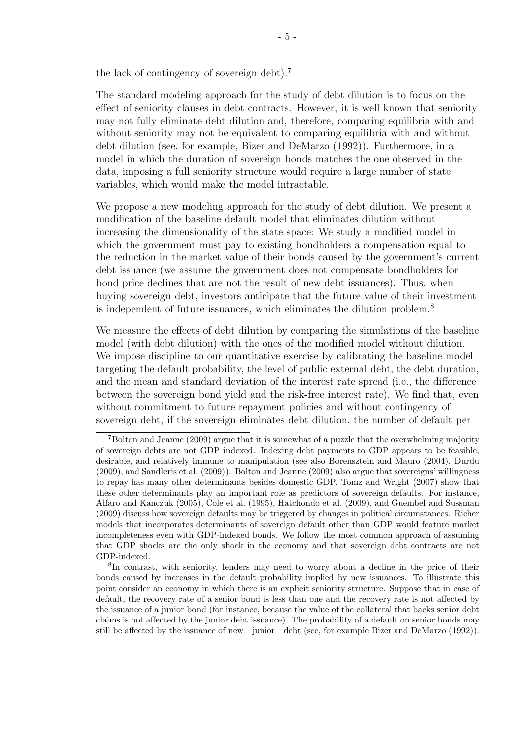the lack of contingency of sovereign debt).[7]

The standard modeling approach for the study of debt dilution is to focus on the effect of seniority clauses in debt contracts. However, it is well known that seniority may not fully eliminate debt dilution and, therefore, comparing equilibria with and without seniority may not be equivalent to comparing equilibria with and without debt dilution (see, for example, Bizer and DeMarzo (1992)). Furthermore, in a model in which the duration of sovereign bonds matches the one observed in the data, imposing a full seniority structure would require a large number of state variables, which would make the model intractable.

We propose a new modeling approach for the study of debt dilution. We present a modification of the baseline default model that eliminates dilution without increasing the dimensionality of the state space: We study a modified model in which the government must pay to existing bondholders a compensation equal to the reduction in the market value of their bonds caused by the government's current debt issuance (we assume the government does not compensate bondholders for bond price declines that are not the result of new debt issuances). Thus, when buying sovereign debt, investors anticipate that the future value of their investment is independent of future issuances, which eliminates the dilution problem.[8]

We measure the effects of debt dilution by comparing the simulations of the baseline model (with debt dilution) with the ones of the modified model without dilution. We impose discipline to our quantitative exercise by calibrating the baseline model targeting the default probability, the level of public external debt, the debt duration, and the mean and standard deviation of the interest rate spread (i.e., the difference between the sovereign bond yield and the risk-free interest rate). We find that, even without commitment to future repayment policies and without contingency of sovereign debt, if the sovereign eliminates debt dilution, the number of default per

[7] Bolton and Jeanne (2009) argue that it is somewhat of a puzzle that the overwhelming majority of sovereign debts are not GDP indexed. Indexing debt payments to GDP appears to be feasible, desirable, and relatively immune to manipulation (see also Borensztein and Mauro (2004), Durdu (2009), and Sandleris et al. (2009)). Bolton and Jeanne (2009) also argue that sovereigns' willingness to repay has many other determinants besides domestic GDP. Tomz and Wright (2007) show that these other determinants play an important role as predictors of sovereign defaults. For instance, Alfaro and Kanczuk (2005), Cole et al. (1995), Hatchondo et al. (2009), and Guembel and Sussman (2009) discuss how sovereign defaults may be triggered by changes in political circumstances. Richer models that incorporates determinants of sovereign default other than GDP would feature market incompleteness even with GDP-indexed bonds. We follow the most common approach of assuming that GDP shocks are the only shock in the economy and that sovereign debt contracts are not GDP-indexed.

[8] In contrast, with seniority, lenders may need to worry about a decline in the price of their bonds caused by increases in the default probability implied by new issuances. To illustrate this point consider an economy in which there is an explicit seniority structure. Suppose that in case of default, the recovery rate of a senior bond is less than one and the recovery rate is not affected by the issuance of a junior bond (for instance, because the value of the collateral that backs senior debt claims is not affected by the junior debt issuance). The probability of a default on senior bonds may still be affected by the issuance of new—junior—debt (see, for example Bizer and DeMarzo (1992)).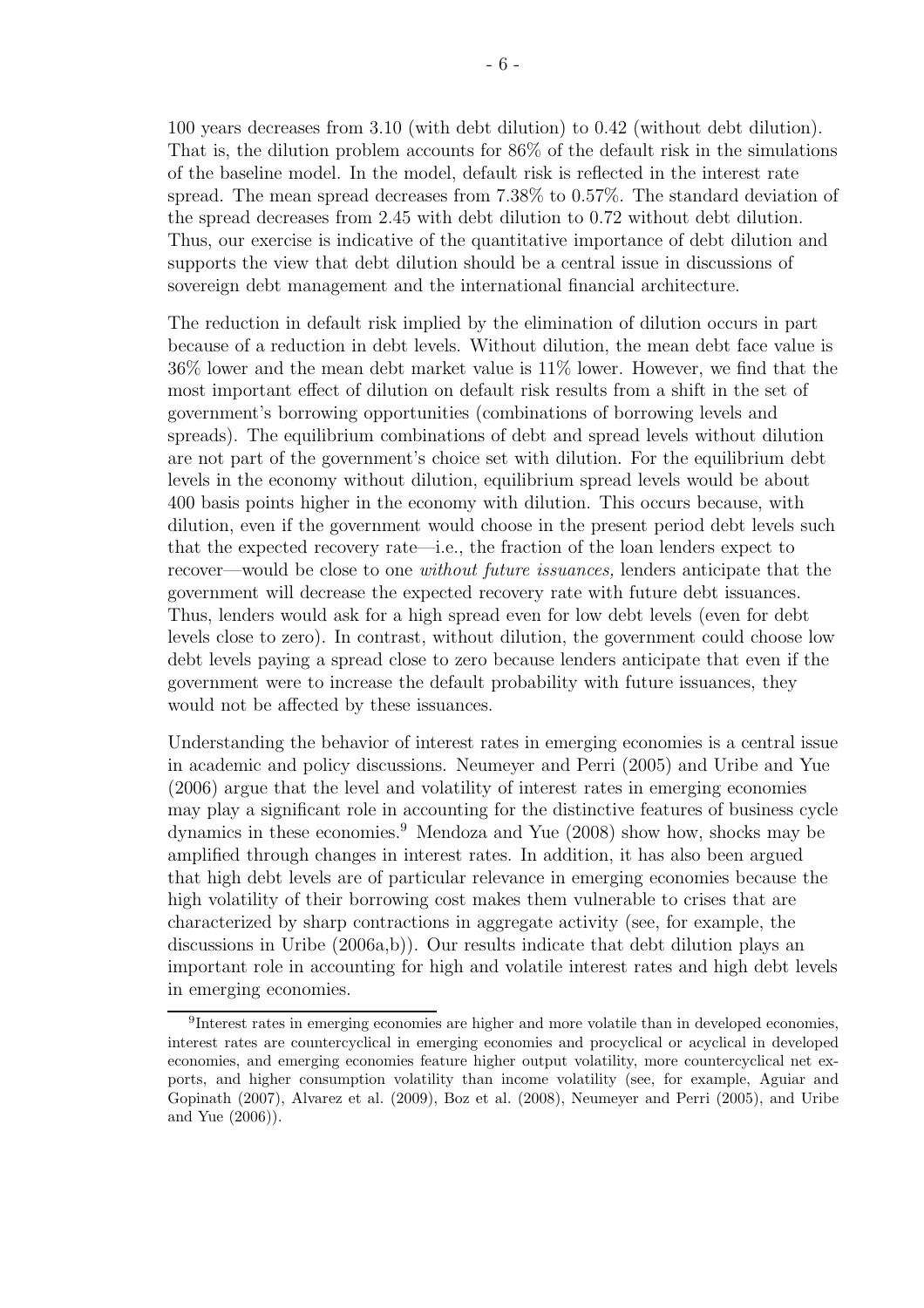100 years decreases from 3.10 (with debt dilution) to 0.42 (without debt dilution). That is, the dilution problem accounts for 86% of the default risk in the simulations of the baseline model. In the model, default risk is reflected in the interest rate spread. The mean spread decreases from 7.38% to 0.57%. The standard deviation of the spread decreases from 2.45 with debt dilution to 0.72 without debt dilution. Thus, our exercise is indicative of the quantitative importance of debt dilution and supports the view that debt dilution should be a central issue in discussions of sovereign debt management and the international financial architecture.

The reduction in default risk implied by the elimination of dilution occurs in part because of a reduction in debt levels. Without dilution, the mean debt face value is 36% lower and the mean debt market value is 11% lower. However, we find that the most important effect of dilution on default risk results from a shift in the set of government's borrowing opportunities (combinations of borrowing levels and spreads). The equilibrium combinations of debt and spread levels without dilution are not part of the government's choice set with dilution. For the equilibrium debt levels in the economy without dilution, equilibrium spread levels would be about 400 basis points higher in the economy with dilution. This occurs because, with dilution, even if the government would choose in the present period debt levels such that the expected recovery rate—i.e., the fraction of the loan lenders expect to recover—would be close to one *without future issuances,* lenders anticipate that the government will decrease the expected recovery rate with future debt issuances. Thus, lenders would ask for a high spread even for low debt levels (even for debt levels close to zero). In contrast, without dilution, the government could choose low debt levels paying a spread close to zero because lenders anticipate that even if the government were to increase the default probability with future issuances, they would not be affected by these issuances.

Understanding the behavior of interest rates in emerging economies is a central issue in academic and policy discussions. Neumeyer and Perri (2005) and Uribe and Yue (2006) argue that the level and volatility of interest rates in emerging economies may play a significant role in accounting for the distinctive features of business cycle dynamics in these economies.[9] Mendoza and Yue (2008) show how, shocks may be amplified through changes in interest rates. In addition, it has also been argued that high debt levels are of particular relevance in emerging economies because the high volatility of their borrowing cost makes them vulnerable to crises that are characterized by sharp contractions in aggregate activity (see, for example, the discussions in Uribe (2006a,b)). Our results indicate that debt dilution plays an important role in accounting for high and volatile interest rates and high debt levels in emerging economies.

[9] Interest rates in emerging economies are higher and more volatile than in developed economies, interest rates are countercyclical in emerging economies and procyclical or acyclical in developed economies, and emerging economies feature higher output volatility, more countercyclical net exports, and higher consumption volatility than income volatility (see, for example, Aguiar and Gopinath (2007), Alvarez et al. (2009), Boz et al. (2008), Neumeyer and Perri (2005), and Uribe and Yue (2006)).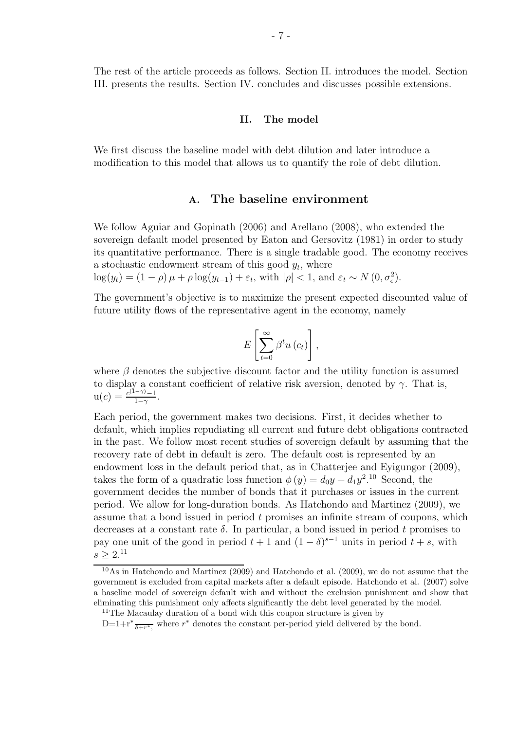The rest of the article proceeds as follows. Section II. introduces the model. Section III. presents the results. Section IV. concludes and discusses possible extensions.

## II. The model

We first discuss the baseline model with debt dilution and later introduce a modification to this model that allows us to quantify the role of debt dilution.

### A. The baseline environment

We follow Aguiar and Gopinath (2006) and Arellano (2008), who extended the sovereign default model presented by Eaton and Gersovitz (1981) in order to study its quantitative performance. There is a single tradable good. The economy receives a stochastic endowment stream of this good $y_t$, where
$\log(y_t) = (1-\rho)\mu + \rho \log(y_{t-1}) + \varepsilon_t$, with $|\rho| < 1$, and $\varepsilon_t \sim N(0, \sigma_\epsilon^2)$.

The government's objective is to maximize the present expected discounted value of future utility flows of the representative agent in the economy, namely

$$E\left[\sum_{t=0}^{\infty} \beta^t u(c_t)\right],$$

where $\beta$ denotes the subjective discount factor and the utility function is assumed to display a constant coefficient of relative risk aversion, denoted by $\gamma$. That is, $\mathrm{u}(c) = \frac{c^{(1-\gamma)}-1}{1-\gamma}$.

Each period, the government makes two decisions. First, it decides whether to default, which implies repudiating all current and future debt obligations contracted in the past. We follow most recent studies of sovereign default by assuming that the recovery rate of debt in default is zero. The default cost is represented by an endowment loss in the default period that, as in Chatterjee and Eyigungor (2009), takes the form of a quadratic loss function $\phi(y) = d_0 y + d_1 y^2$.[10] Second, the government decides the number of bonds that it purchases or issues in the current period. We allow for long-duration bonds. As Hatchondo and Martinez (2009), we assume that a bond issued in period $t$ promises an infinite stream of coupons, which decreases at a constant rate $\delta$. In particular, a bond issued in period $t$ promises to pay one unit of the good in period $t+1$ and $(1-\delta)^{s-1}$ units in period $t+s$, with $s \geq 2$.[11]

---

[10] As in Hatchondo and Martinez (2009) and Hatchondo et al. (2009), we do not assume that the government is excluded from capital markets after a default episode. Hatchondo et al. (2007) solve a baseline model of sovereign default with and without the exclusion punishment and show that eliminating this punishment only affects significantly the debt level generated by the model.

[11] The Macaulay duration of a bond with this coupon structure is given by
$\mathrm{D}=1+\mathrm{r}^* \frac{}{\delta + r^*,}$ where $r^*$ denotes the constant per-period yield delivered by the bond.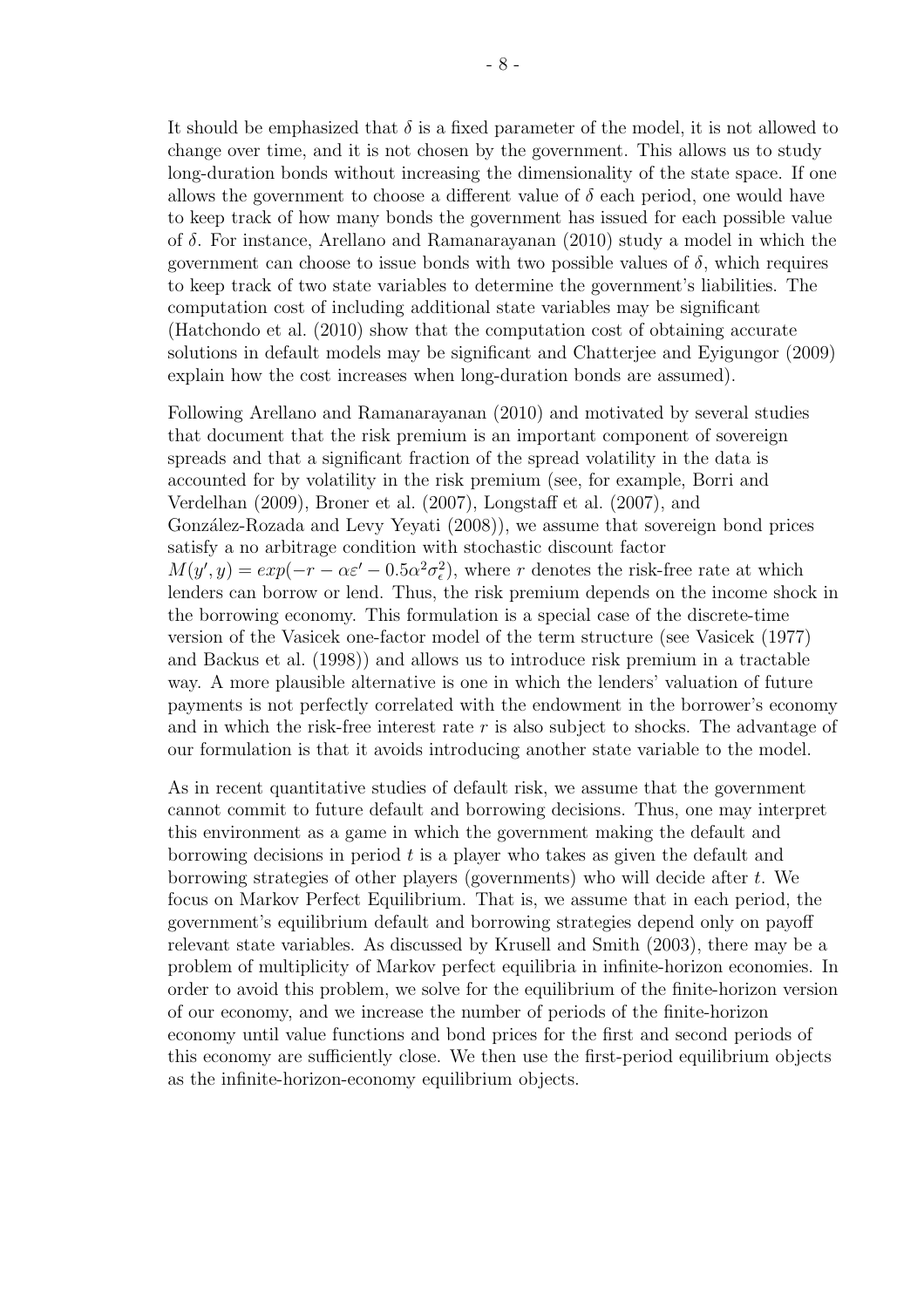It should be emphasized that $\delta$ is a fixed parameter of the model, it is not allowed to change over time, and it is not chosen by the government. This allows us to study long-duration bonds without increasing the dimensionality of the state space. If one allows the government to choose a different value of $\delta$ each period, one would have to keep track of how many bonds the government has issued for each possible value of $\delta$. For instance, Arellano and Ramanarayanan (2010) study a model in which the government can choose to issue bonds with two possible values of $\delta$, which requires to keep track of two state variables to determine the government's liabilities. The computation cost of including additional state variables may be significant (Hatchondo et al. (2010) show that the computation cost of obtaining accurate solutions in default models may be significant and Chatterjee and Eyigungor (2009) explain how the cost increases when long-duration bonds are assumed).

Following Arellano and Ramanarayanan (2010) and motivated by several studies that document that the risk premium is an important component of sovereign spreads and that a significant fraction of the spread volatility in the data is accounted for by volatility in the risk premium (see, for example, Borri and Verdelhan (2009), Broner et al. (2007), Longstaff et al. (2007), and González-Rozada and Levy Yeyati (2008)), we assume that sovereign bond prices satisfy a no arbitrage condition with stochastic discount factor $M(y', y) = exp(-r - \alpha\varepsilon' - 0.5\alpha^2\sigma_\epsilon^2)$, where $r$ denotes the risk-free rate at which lenders can borrow or lend. Thus, the risk premium depends on the income shock in the borrowing economy. This formulation is a special case of the discrete-time version of the Vasicek one-factor model of the term structure (see Vasicek (1977) and Backus et al. (1998)) and allows us to introduce risk premium in a tractable way. A more plausible alternative is one in which the lenders' valuation of future payments is not perfectly correlated with the endowment in the borrower's economy and in which the risk-free interest rate $r$ is also subject to shocks. The advantage of our formulation is that it avoids introducing another state variable to the model.

As in recent quantitative studies of default risk, we assume that the government cannot commit to future default and borrowing decisions. Thus, one may interpret this environment as a game in which the government making the default and borrowing decisions in period $t$ is a player who takes as given the default and borrowing strategies of other players (governments) who will decide after $t$. We focus on Markov Perfect Equilibrium. That is, we assume that in each period, the government's equilibrium default and borrowing strategies depend only on payoff relevant state variables. As discussed by Krusell and Smith (2003), there may be a problem of multiplicity of Markov perfect equilibria in infinite-horizon economies. In order to avoid this problem, we solve for the equilibrium of the finite-horizon version of our economy, and we increase the number of periods of the finite-horizon economy until value functions and bond prices for the first and second periods of this economy are sufficiently close. We then use the first-period equilibrium objects as the infinite-horizon-economy equilibrium objects.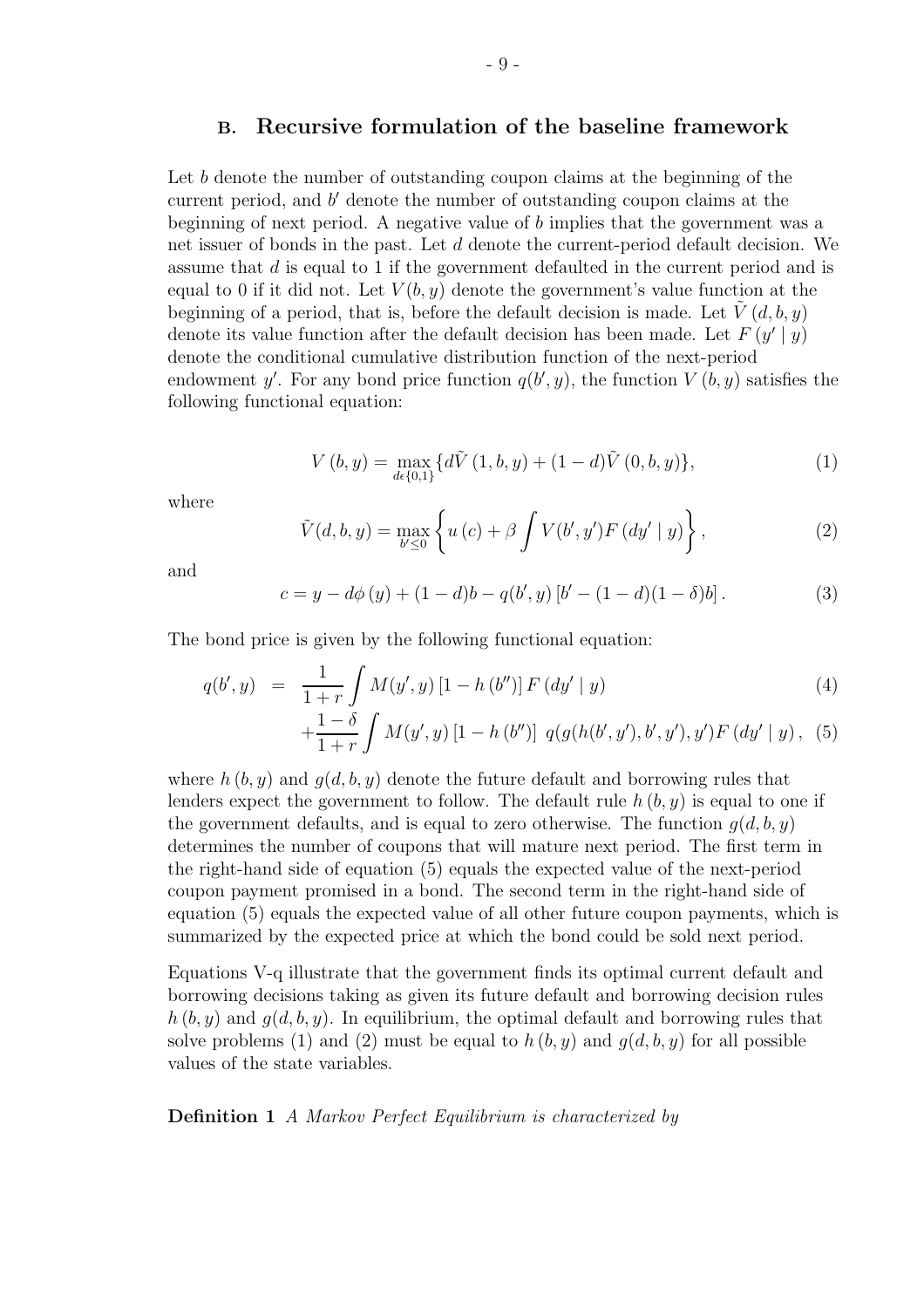## B. Recursive formulation of the baseline framework

Let $b$ denote the number of outstanding coupon claims at the beginning of the current period, and $b'$ denote the number of outstanding coupon claims at the beginning of next period. A negative value of $b$ implies that the government was a net issuer of bonds in the past. Let $d$ denote the current-period default decision. We assume that $d$ is equal to 1 if the government defaulted in the current period and is equal to 0 if it did not. Let $V(b, y)$ denote the government's value function at the beginning of a period, that is, before the default decision is made. Let $\tilde{V}(d, b, y)$ denote its value function after the default decision has been made. Let $F(y' \mid y)$ denote the conditional cumulative distribution function of the next-period endowment $y'$. For any bond price function $q(b', y)$, the function $V(b, y)$ satisfies the following functional equation:

$$V(b, y) = \max_{d \epsilon \{0,1\}} \{ d\tilde{V}(1, b, y) + (1-d)\tilde{V}(0, b, y) \}, \tag{1}$$

where

$$\tilde{V}(d, b, y) = \max_{b' \leq 0} \left\{ u(c) + \beta \int V(b', y') F(dy' \mid y) \right\}, \tag{2}$$

and

$$c = y - d\phi(y) + (1-d)b - q(b', y)\left[b' - (1-d)(1-\delta)b\right]. \tag{3}$$

The bond price is given by the following functional equation:

$$\begin{aligned} q(b', y) &= \frac{1}{1+r} \int M(y', y)\left[1 - h(b'')\right] F(dy' \mid y) & (4) \\ &+ \frac{1-\delta}{1+r} \int M(y', y)\left[1 - h(b'')\right] \ q(g(h(b', y'), b', y'), y') F(dy' \mid y), & (5) \end{aligned}$$

where $h(b, y)$ and $g(d, b, y)$ denote the future default and borrowing rules that lenders expect the government to follow. The default rule $h(b, y)$ is equal to one if the government defaults, and is equal to zero otherwise. The function $g(d, b, y)$ determines the number of coupons that will mature next period. The first term in the right-hand side of equation (5) equals the expected value of the next-period coupon payment promised in a bond. The second term in the right-hand side of equation (5) equals the expected value of all other future coupon payments, which is summarized by the expected price at which the bond could be sold next period.

Equations V-q illustrate that the government finds its optimal current default and borrowing decisions taking as given its future default and borrowing decision rules $h(b, y)$ and $g(d, b, y)$. In equilibrium, the optimal default and borrowing rules that solve problems (1) and (2) must be equal to $h(b, y)$ and $g(d, b, y)$ for all possible values of the state variables.

**Definition 1** *A Markov Perfect Equilibrium is characterized by*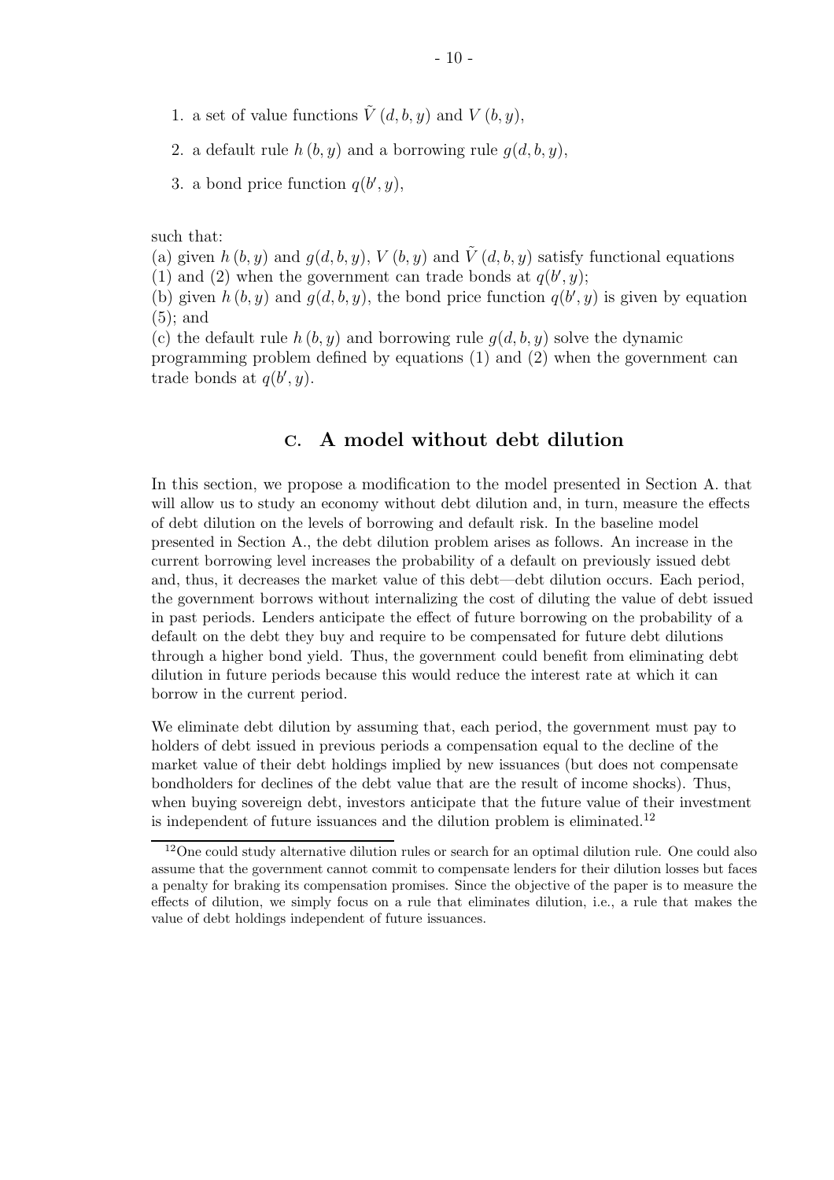1. a set of value functions $\tilde{V}(d, b, y)$ and $V(b, y)$,
2. a default rule $h(b, y)$ and a borrowing rule $g(d, b, y)$,
3. a bond price function $q(b', y)$,

such that:

(a) given $h(b, y)$ and $g(d, b, y)$, $V(b, y)$ and $\tilde{V}(d, b, y)$ satisfy functional equations (1) and (2) when the government can trade bonds at $q(b', y)$;

(b) given $h(b, y)$ and $g(d, b, y)$, the bond price function $q(b', y)$ is given by equation (5); and

(c) the default rule $h(b, y)$ and borrowing rule $g(d, b, y)$ solve the dynamic programming problem defined by equations (1) and (2) when the government can trade bonds at $q(b', y)$.

## C. A model without debt dilution

In this section, we propose a modification to the model presented in Section A. that will allow us to study an economy without debt dilution and, in turn, measure the effects of debt dilution on the levels of borrowing and default risk. In the baseline model presented in Section A., the debt dilution problem arises as follows. An increase in the current borrowing level increases the probability of a default on previously issued debt and, thus, it decreases the market value of this debt—debt dilution occurs. Each period, the government borrows without internalizing the cost of diluting the value of debt issued in past periods. Lenders anticipate the effect of future borrowing on the probability of a default on the debt they buy and require to be compensated for future debt dilutions through a higher bond yield. Thus, the government could benefit from eliminating debt dilution in future periods because this would reduce the interest rate at which it can borrow in the current period.

We eliminate debt dilution by assuming that, each period, the government must pay to holders of debt issued in previous periods a compensation equal to the decline of the market value of their debt holdings implied by new issuances (but does not compensate bondholders for declines of the debt value that are the result of income shocks). Thus, when buying sovereign debt, investors anticipate that the future value of their investment is independent of future issuances and the dilution problem is eliminated.[12]

[12] One could study alternative dilution rules or search for an optimal dilution rule. One could also assume that the government cannot commit to compensate lenders for their dilution losses but faces a penalty for braking its compensation promises. Since the objective of the paper is to measure the effects of dilution, we simply focus on a rule that eliminates dilution, i.e., a rule that makes the value of debt holdings independent of future issuances.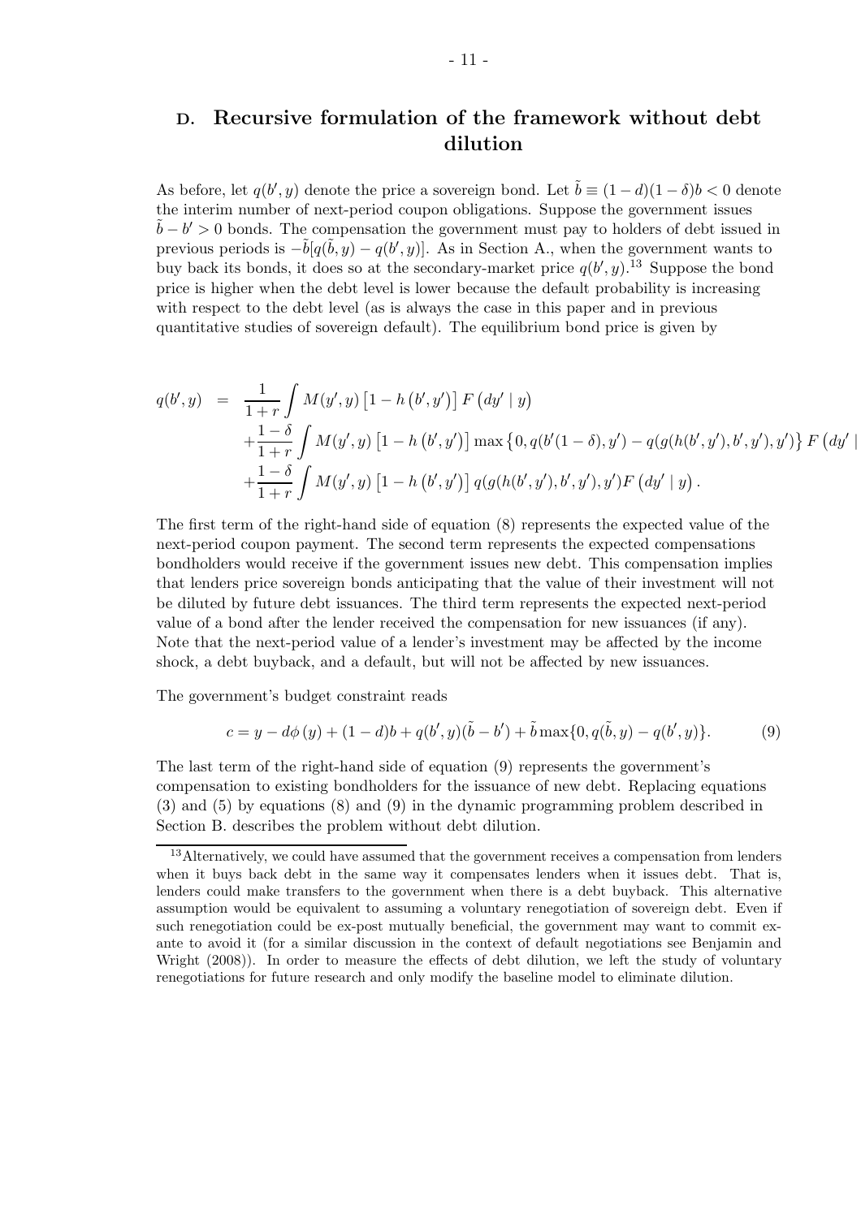## D. Recursive formulation of the framework without debt dilution

As before, let $q(b', y)$ denote the price a sovereign bond. Let $\tilde{b} \equiv (1-d)(1-\delta)b < 0$ denote the interim number of next-period coupon obligations. Suppose the government issues $\tilde{b} - b' > 0$ bonds. The compensation the government must pay to holders of debt issued in previous periods is $-\tilde{b}[q(\tilde{b}, y) - q(b', y)]$. As in Section A., when the government wants to buy back its bonds, it does so at the secondary-market price $q(b', y)$.[13] Suppose the bond price is higher when the debt level is lower because the default probability is increasing with respect to the debt level (as is always the case in this paper and in previous quantitative studies of sovereign default). The equilibrium bond price is given by

$$
\begin{aligned}
q(b', y) \;=\; & \frac{1}{1+r} \int M(y', y) \left[1 - h\left(b', y'\right)\right] F\left(dy' \mid y\right) \\
& + \frac{1-\delta}{1+r} \int M(y', y) \left[1 - h\left(b', y'\right)\right] \max\left\{0, q(b'(1-\delta), y') - q(g(h(b', y'), b', y'), y')\right\} F\left(dy' \mid y\right) \\
& + \frac{1-\delta}{1+r} \int M(y', y) \left[1 - h\left(b', y'\right)\right] q(g(h(b', y'), b', y'), y') F\left(dy' \mid y\right).
\end{aligned}
$$

The first term of the right-hand side of equation (8) represents the expected value of the next-period coupon payment. The second term represents the expected compensations bondholders would receive if the government issues new debt. This compensation implies that lenders price sovereign bonds anticipating that the value of their investment will not be diluted by future debt issuances. The third term represents the expected next-period value of a bond after the lender received the compensation for new issuances (if any). Note that the next-period value of a lender's investment may be affected by the income shock, a debt buyback, and a default, but will not be affected by new issuances.

The government's budget constraint reads

$$
c = y - d\phi\left(y\right) + (1-d)b + q(b', y)(\tilde{b} - b') + \tilde{b}\max\{0, q(\tilde{b}, y) - q(b', y)\}. \tag{9}
$$

The last term of the right-hand side of equation (9) represents the government's compensation to existing bondholders for the issuance of new debt. Replacing equations (3) and (5) by equations (8) and (9) in the dynamic programming problem described in Section B. describes the problem without debt dilution.

[13] Alternatively, we could have assumed that the government receives a compensation from lenders when it buys back debt in the same way it compensates lenders when it issues debt. That is, lenders could make transfers to the government when there is a debt buyback. This alternative assumption would be equivalent to assuming a voluntary renegotiation of sovereign debt. Even if such renegotiation could be ex-post mutually beneficial, the government may want to commit ex-ante to avoid it (for a similar discussion in the context of default negotiations see Benjamin and Wright (2008)). In order to measure the effects of debt dilution, we left the study of voluntary renegotiations for future research and only modify the baseline model to eliminate dilution.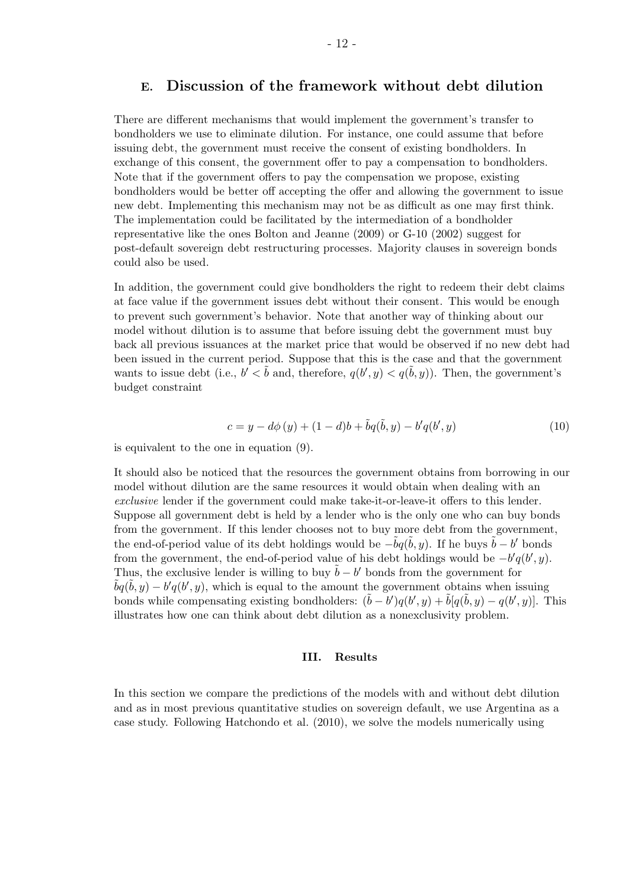## E. Discussion of the framework without debt dilution

There are different mechanisms that would implement the government's transfer to bondholders we use to eliminate dilution. For instance, one could assume that before issuing debt, the government must receive the consent of existing bondholders. In exchange of this consent, the government offer to pay a compensation to bondholders. Note that if the government offers to pay the compensation we propose, existing bondholders would be better off accepting the offer and allowing the government to issue new debt. Implementing this mechanism may not be as difficult as one may first think. The implementation could be facilitated by the intermediation of a bondholder representative like the ones Bolton and Jeanne (2009) or G-10 (2002) suggest for post-default sovereign debt restructuring processes. Majority clauses in sovereign bonds could also be used.

In addition, the government could give bondholders the right to redeem their debt claims at face value if the government issues debt without their consent. This would be enough to prevent such government's behavior. Note that another way of thinking about our model without dilution is to assume that before issuing debt the government must buy back all previous issuances at the market price that would be observed if no new debt had been issued in the current period. Suppose that this is the case and that the government wants to issue debt (i.e., $b' < \tilde{b}$ and, therefore, $q(b', y) < q(\tilde{b}, y)$). Then, the government's budget constraint

$$c = y - d\phi(y) + (1-d)b + \tilde{b}q(\tilde{b}, y) - b'q(b', y) \tag{10}$$

is equivalent to the one in equation (9).

It should also be noticed that the resources the government obtains from borrowing in our model without dilution are the same resources it would obtain when dealing with an *exclusive* lender if the government could make take-it-or-leave-it offers to this lender. Suppose all government debt is held by a lender who is the only one who can buy bonds from the government. If this lender chooses not to buy more debt from the government, the end-of-period value of its debt holdings would be $-\tilde{b}q(\tilde{b}, y)$. If he buys $\tilde{b} - b'$ bonds from the government, the end-of-period value of his debt holdings would be $-b'q(b', y)$. Thus, the exclusive lender is willing to buy $\tilde{b} - b'$ bonds from the government for $\tilde{b}q(\tilde{b}, y) - b'q(b', y)$, which is equal to the amount the government obtains when issuing bonds while compensating existing bondholders: $(\tilde{b} - b')q(b', y) + \tilde{b}[q(\tilde{b}, y) - q(b', y)]$. This illustrates how one can think about debt dilution as a nonexclusivity problem.

# III. Results

In this section we compare the predictions of the models with and without debt dilution and as in most previous quantitative studies on sovereign default, we use Argentina as a case study. Following Hatchondo et al. (2010), we solve the models numerically using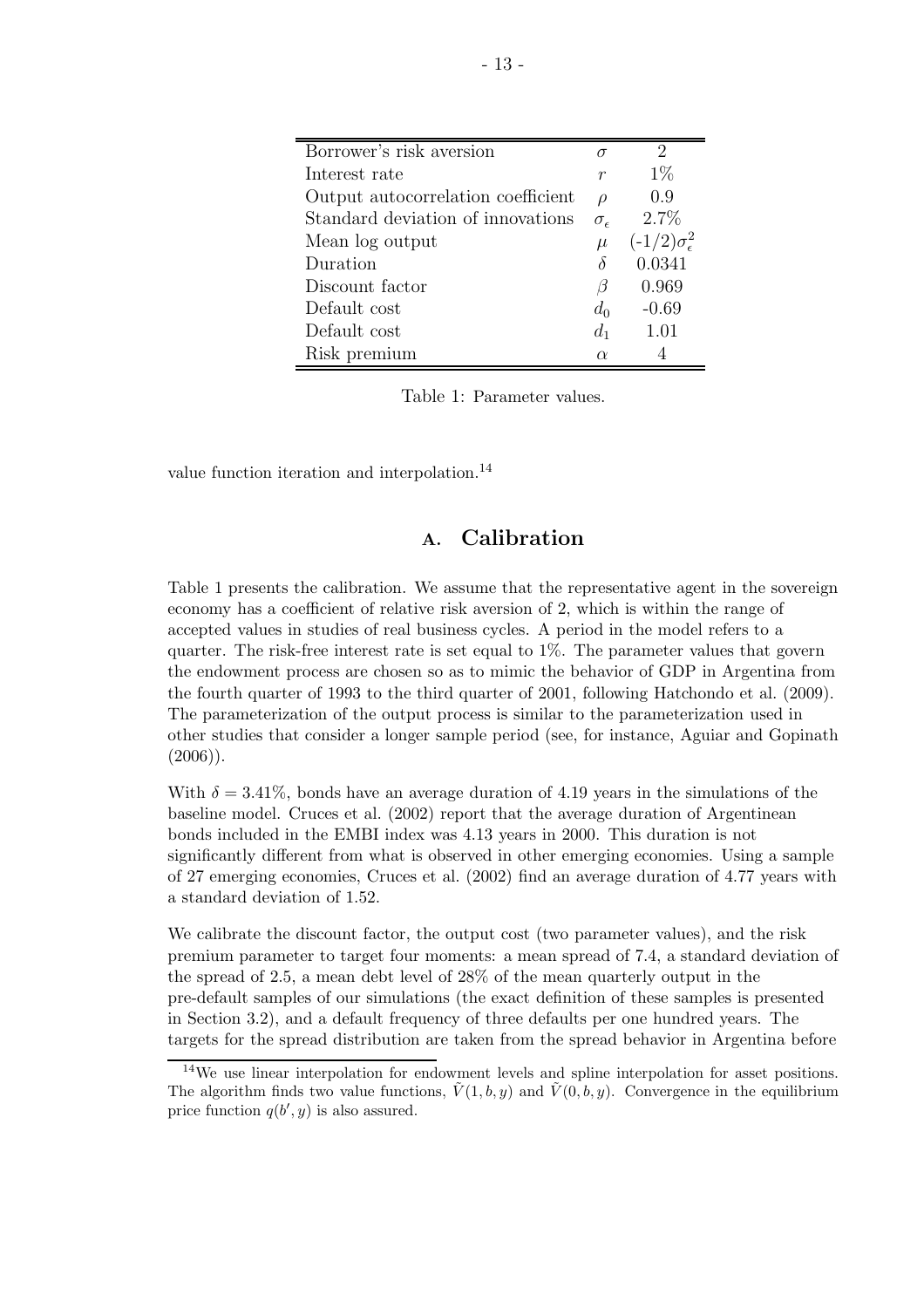| Parameter | Symbol | Value |
| --- | --- | --- |
| Borrower's risk aversion | $\sigma$ | 2 |
| Interest rate | $r$ | 1% |
| Output autocorrelation coefficient | $\rho$ | 0.9 |
| Standard deviation of innovations | $\sigma_\epsilon$ | 2.7% |
| Mean log output | $\mu$ | $(-1/2)\sigma_\epsilon^2$ |
| Duration | $\delta$ | 0.0341 |
| Discount factor | $\beta$ | 0.969 |
| Default cost | $d_0$ | -0.69 |
| Default cost | $d_1$ | 1.01 |
| Risk premium | $\alpha$ | 4 |

Table 1: Parameter values.

value function iteration and interpolation.[14]

## A. Calibration

Table 1 presents the calibration. We assume that the representative agent in the sovereign economy has a coefficient of relative risk aversion of 2, which is within the range of accepted values in studies of real business cycles. A period in the model refers to a quarter. The risk-free interest rate is set equal to 1%. The parameter values that govern the endowment process are chosen so as to mimic the behavior of GDP in Argentina from the fourth quarter of 1993 to the third quarter of 2001, following Hatchondo et al. (2009). The parameterization of the output process is similar to the parameterization used in other studies that consider a longer sample period (see, for instance, Aguiar and Gopinath (2006)).

With $\delta = 3.41\%$, bonds have an average duration of 4.19 years in the simulations of the baseline model. Cruces et al. (2002) report that the average duration of Argentinean bonds included in the EMBI index was 4.13 years in 2000. This duration is not significantly different from what is observed in other emerging economies. Using a sample of 27 emerging economies, Cruces et al. (2002) find an average duration of 4.77 years with a standard deviation of 1.52.

We calibrate the discount factor, the output cost (two parameter values), and the risk premium parameter to target four moments: a mean spread of 7.4, a standard deviation of the spread of 2.5, a mean debt level of 28% of the mean quarterly output in the pre-default samples of our simulations (the exact definition of these samples is presented in Section 3.2), and a default frequency of three defaults per one hundred years. The targets for the spread distribution are taken from the spread behavior in Argentina before

[14] We use linear interpolation for endowment levels and spline interpolation for asset positions. The algorithm finds two value functions, $\tilde{V}(1, b, y)$ and $\tilde{V}(0, b, y)$. Convergence in the equilibrium price function $q(b', y)$ is also assured.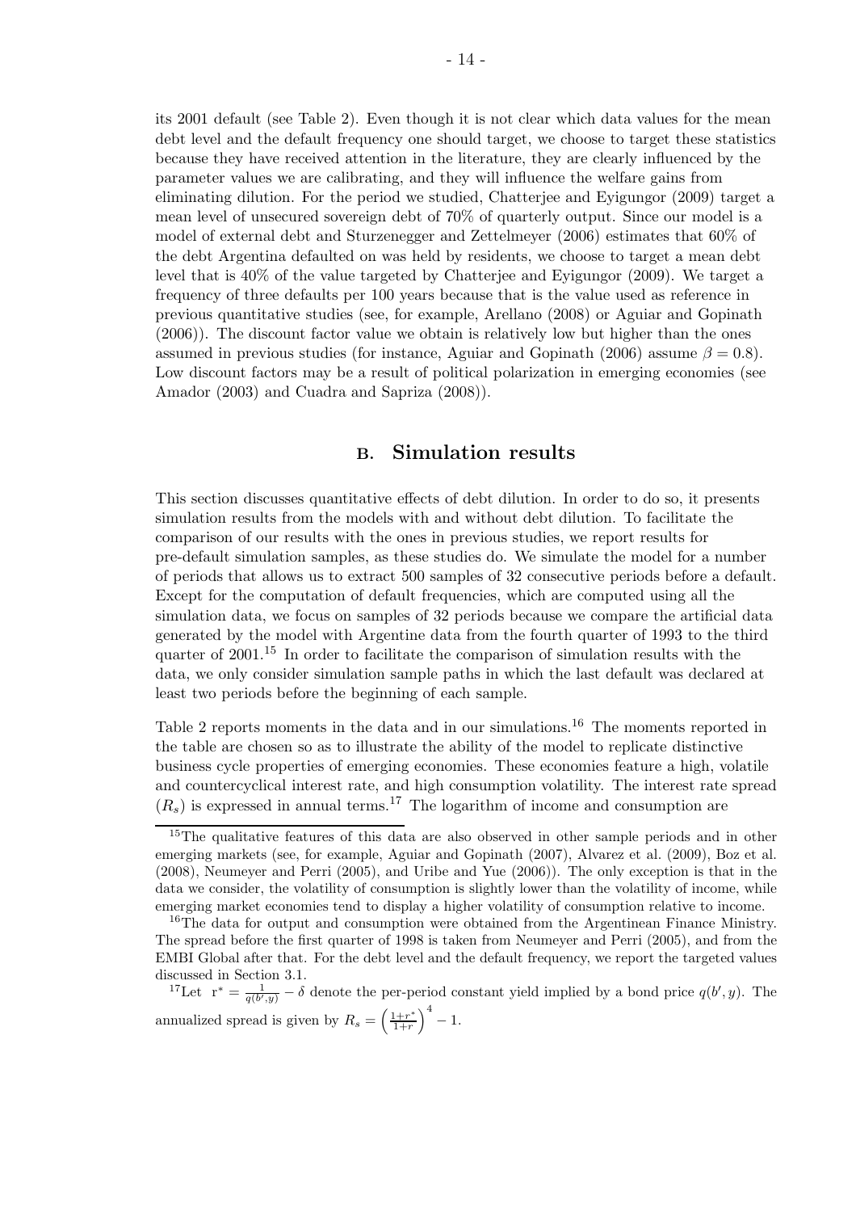its 2001 default (see Table 2). Even though it is not clear which data values for the mean debt level and the default frequency one should target, we choose to target these statistics because they have received attention in the literature, they are clearly influenced by the parameter values we are calibrating, and they will influence the welfare gains from eliminating dilution. For the period we studied, Chatterjee and Eyigungor (2009) target a mean level of unsecured sovereign debt of 70% of quarterly output. Since our model is a model of external debt and Sturzenegger and Zettelmeyer (2006) estimates that 60% of the debt Argentina defaulted on was held by residents, we choose to target a mean debt level that is 40% of the value targeted by Chatterjee and Eyigungor (2009). We target a frequency of three defaults per 100 years because that is the value used as reference in previous quantitative studies (see, for example, Arellano (2008) or Aguiar and Gopinath (2006)). The discount factor value we obtain is relatively low but higher than the ones assumed in previous studies (for instance, Aguiar and Gopinath (2006) assume $\beta = 0.8$). Low discount factors may be a result of political polarization in emerging economies (see Amador (2003) and Cuadra and Sapriza (2008)).

## B. Simulation results

This section discusses quantitative effects of debt dilution. In order to do so, it presents simulation results from the models with and without debt dilution. To facilitate the comparison of our results with the ones in previous studies, we report results for pre-default simulation samples, as these studies do. We simulate the model for a number of periods that allows us to extract 500 samples of 32 consecutive periods before a default. Except for the computation of default frequencies, which are computed using all the simulation data, we focus on samples of 32 periods because we compare the artificial data generated by the model with Argentine data from the fourth quarter of 1993 to the third quarter of 2001.[15] In order to facilitate the comparison of simulation results with the data, we only consider simulation sample paths in which the last default was declared at least two periods before the beginning of each sample.

Table 2 reports moments in the data and in our simulations.[16] The moments reported in the table are chosen so as to illustrate the ability of the model to replicate distinctive business cycle properties of emerging economies. These economies feature a high, volatile and countercyclical interest rate, and high consumption volatility. The interest rate spread ($R_s$) is expressed in annual terms.[17] The logarithm of income and consumption are

---

[15] The qualitative features of this data are also observed in other sample periods and in other emerging markets (see, for example, Aguiar and Gopinath (2007), Alvarez et al. (2009), Boz et al. (2008), Neumeyer and Perri (2005), and Uribe and Yue (2006)). The only exception is that in the data we consider, the volatility of consumption is slightly lower than the volatility of income, while emerging market economies tend to display a higher volatility of consumption relative to income.

[16] The data for output and consumption were obtained from the Argentinean Finance Ministry. The spread before the first quarter of 1998 is taken from Neumeyer and Perri (2005), and from the EMBI Global after that. For the debt level and the default frequency, we report the targeted values discussed in Section 3.1.

[17] Let $r^* = \frac{1}{q(b', y)} - \delta$ denote the per-period constant yield implied by a bond price $q(b', y)$. The annualized spread is given by $R_s = \left(\frac{1+r^*}{1+r}\right)^4 - 1$.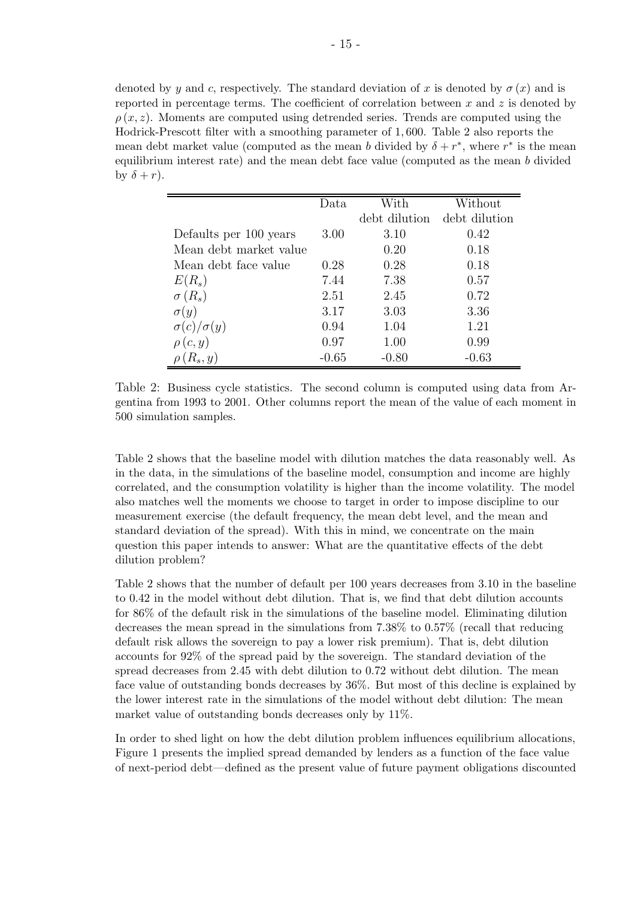denoted by $y$ and $c$, respectively. The standard deviation of $x$ is denoted by $\sigma(x)$ and is reported in percentage terms. The coefficient of correlation between $x$ and $z$ is denoted by $\rho(x, z)$. Moments are computed using detrended series. Trends are computed using the Hodrick-Prescott filter with a smoothing parameter of 1,600. Table 2 also reports the mean debt market value (computed as the mean $b$ divided by $\delta + r^*$, where $r^*$ is the mean equilibrium interest rate) and the mean debt face value (computed as the mean $b$ divided by $\delta + r$).

| | Data | With debt dilution | Without debt dilution |
|---|---|---|---|
| Defaults per 100 years | 3.00 | 3.10 | 0.42 |
| Mean debt market value | | 0.20 | 0.18 |
| Mean debt face value | 0.28 | 0.28 | 0.18 |
| $E(R_s)$ | 7.44 | 7.38 | 0.57 |
| $\sigma(R_s)$ | 2.51 | 2.45 | 0.72 |
| $\sigma(y)$ | 3.17 | 3.03 | 3.36 |
| $\sigma(c)/\sigma(y)$ | 0.94 | 1.04 | 1.21 |
| $\rho(c, y)$ | 0.97 | 1.00 | 0.99 |
| $\rho(R_s, y)$ | -0.65 | -0.80 | -0.63 |

Table 2: Business cycle statistics. The second column is computed using data from Argentina from 1993 to 2001. Other columns report the mean of the value of each moment in 500 simulation samples.

Table 2 shows that the baseline model with dilution matches the data reasonably well. As in the data, in the simulations of the baseline model, consumption and income are highly correlated, and the consumption volatility is higher than the income volatility. The model also matches well the moments we choose to target in order to impose discipline to our measurement exercise (the default frequency, the mean debt level, and the mean and standard deviation of the spread). With this in mind, we concentrate on the main question this paper intends to answer: What are the quantitative effects of the debt dilution problem?

Table 2 shows that the number of default per 100 years decreases from 3.10 in the baseline to 0.42 in the model without debt dilution. That is, we find that debt dilution accounts for 86% of the default risk in the simulations of the baseline model. Eliminating dilution decreases the mean spread in the simulations from 7.38% to 0.57% (recall that reducing default risk allows the sovereign to pay a lower risk premium). That is, debt dilution accounts for 92% of the spread paid by the sovereign. The standard deviation of the spread decreases from 2.45 with debt dilution to 0.72 without debt dilution. The mean face value of outstanding bonds decreases by 36%. But most of this decline is explained by the lower interest rate in the simulations of the model without debt dilution: The mean market value of outstanding bonds decreases only by 11%.

In order to shed light on how the debt dilution problem influences equilibrium allocations, Figure 1 presents the implied spread demanded by lenders as a function of the face value of next-period debt—defined as the present value of future payment obligations discounted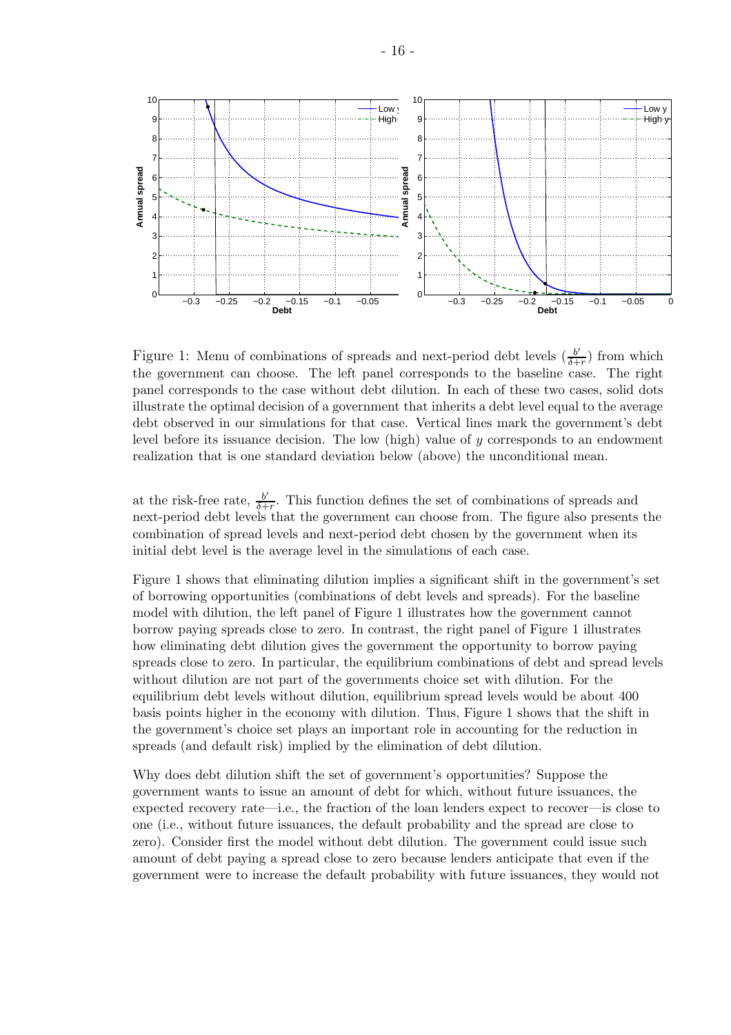Figure 1: Menu of combinations of spreads and next-period debt levels ($\frac{b'}{\delta+r}$) from which the government can choose. The left panel corresponds to the baseline case. The right panel corresponds to the case without debt dilution. In each of these two cases, solid dots illustrate the optimal decision of a government that inherits a debt level equal to the average debt observed in our simulations for that case. Vertical lines mark the government's debt level before its issuance decision. The low (high) value of $y$ corresponds to an endowment realization that is one standard deviation below (above) the unconditional mean.

at the risk-free rate, $\frac{b'}{\delta+r}$. This function defines the set of combinations of spreads and next-period debt levels that the government can choose from. The figure also presents the combination of spread levels and next-period debt chosen by the government when its initial debt level is the average level in the simulations of each case.

Figure 1 shows that eliminating dilution implies a significant shift in the government's set of borrowing opportunities (combinations of debt levels and spreads). For the baseline model with dilution, the left panel of Figure 1 illustrates how the government cannot borrow paying spreads close to zero. In contrast, the right panel of Figure 1 illustrates how eliminating debt dilution gives the government the opportunity to borrow paying spreads close to zero. In particular, the equilibrium combinations of debt and spread levels without dilution are not part of the governments choice set with dilution. For the equilibrium debt levels without dilution, equilibrium spread levels would be about 400 basis points higher in the economy with dilution. Thus, Figure 1 shows that the shift in the government's choice set plays an important role in accounting for the reduction in spreads (and default risk) implied by the elimination of debt dilution.

Why does debt dilution shift the set of government's opportunities? Suppose the government wants to issue an amount of debt for which, without future issuances, the expected recovery rate—i.e., the fraction of the loan lenders expect to recover—is close to one (i.e., without future issuances, the default probability and the spread are close to zero). Consider first the model without debt dilution. The government could issue such amount of debt paying a spread close to zero because lenders anticipate that even if the government were to increase the default probability with future issuances, they would not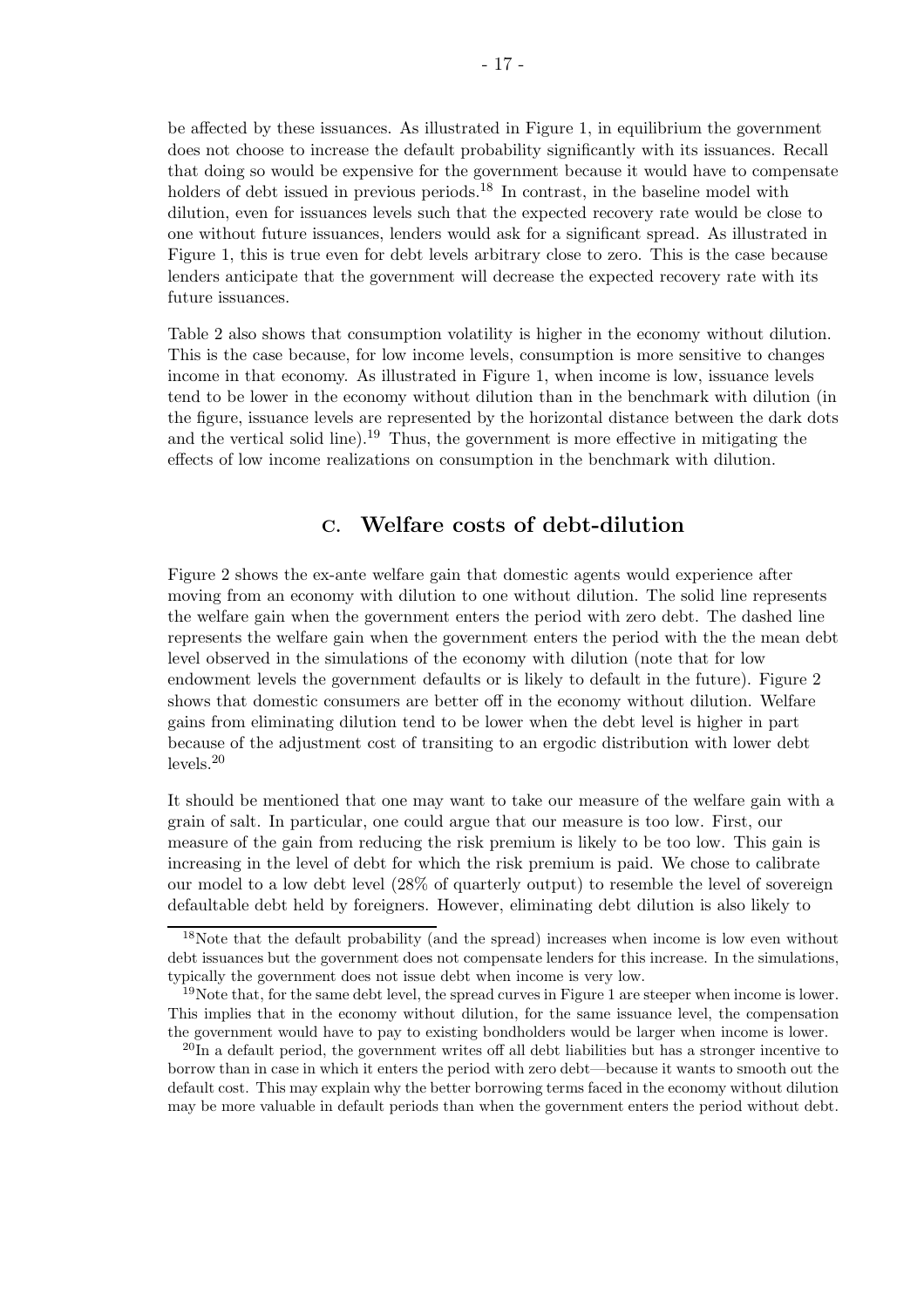be affected by these issuances. As illustrated in Figure 1, in equilibrium the government does not choose to increase the default probability significantly with its issuances. Recall that doing so would be expensive for the government because it would have to compensate holders of debt issued in previous periods.[18] In contrast, in the baseline model with dilution, even for issuances levels such that the expected recovery rate would be close to one without future issuances, lenders would ask for a significant spread. As illustrated in Figure 1, this is true even for debt levels arbitrary close to zero. This is the case because lenders anticipate that the government will decrease the expected recovery rate with its future issuances.

Table 2 also shows that consumption volatility is higher in the economy without dilution. This is the case because, for low income levels, consumption is more sensitive to changes income in that economy. As illustrated in Figure 1, when income is low, issuance levels tend to be lower in the economy without dilution than in the benchmark with dilution (in the figure, issuance levels are represented by the horizontal distance between the dark dots and the vertical solid line).[19] Thus, the government is more effective in mitigating the effects of low income realizations on consumption in the benchmark with dilution.

## C. Welfare costs of debt-dilution

Figure 2 shows the ex-ante welfare gain that domestic agents would experience after moving from an economy with dilution to one without dilution. The solid line represents the welfare gain when the government enters the period with zero debt. The dashed line represents the welfare gain when the government enters the period with the the mean debt level observed in the simulations of the economy with dilution (note that for low endowment levels the government defaults or is likely to default in the future). Figure 2 shows that domestic consumers are better off in the economy without dilution. Welfare gains from eliminating dilution tend to be lower when the debt level is higher in part because of the adjustment cost of transiting to an ergodic distribution with lower debt levels.[20]

It should be mentioned that one may want to take our measure of the welfare gain with a grain of salt. In particular, one could argue that our measure is too low. First, our measure of the gain from reducing the risk premium is likely to be too low. This gain is increasing in the level of debt for which the risk premium is paid. We chose to calibrate our model to a low debt level (28% of quarterly output) to resemble the level of sovereign defaultable debt held by foreigners. However, eliminating debt dilution is also likely to

---

[18]Note that the default probability (and the spread) increases when income is low even without debt issuances but the government does not compensate lenders for this increase. In the simulations, typically the government does not issue debt when income is very low.

[19]Note that, for the same debt level, the spread curves in Figure 1 are steeper when income is lower. This implies that in the economy without dilution, for the same issuance level, the compensation the government would have to pay to existing bondholders would be larger when income is lower.

[20]In a default period, the government writes off all debt liabilities but has a stronger incentive to borrow than in case in which it enters the period with zero debt—because it wants to smooth out the default cost. This may explain why the better borrowing terms faced in the economy without dilution may be more valuable in default periods than when the government enters the period without debt.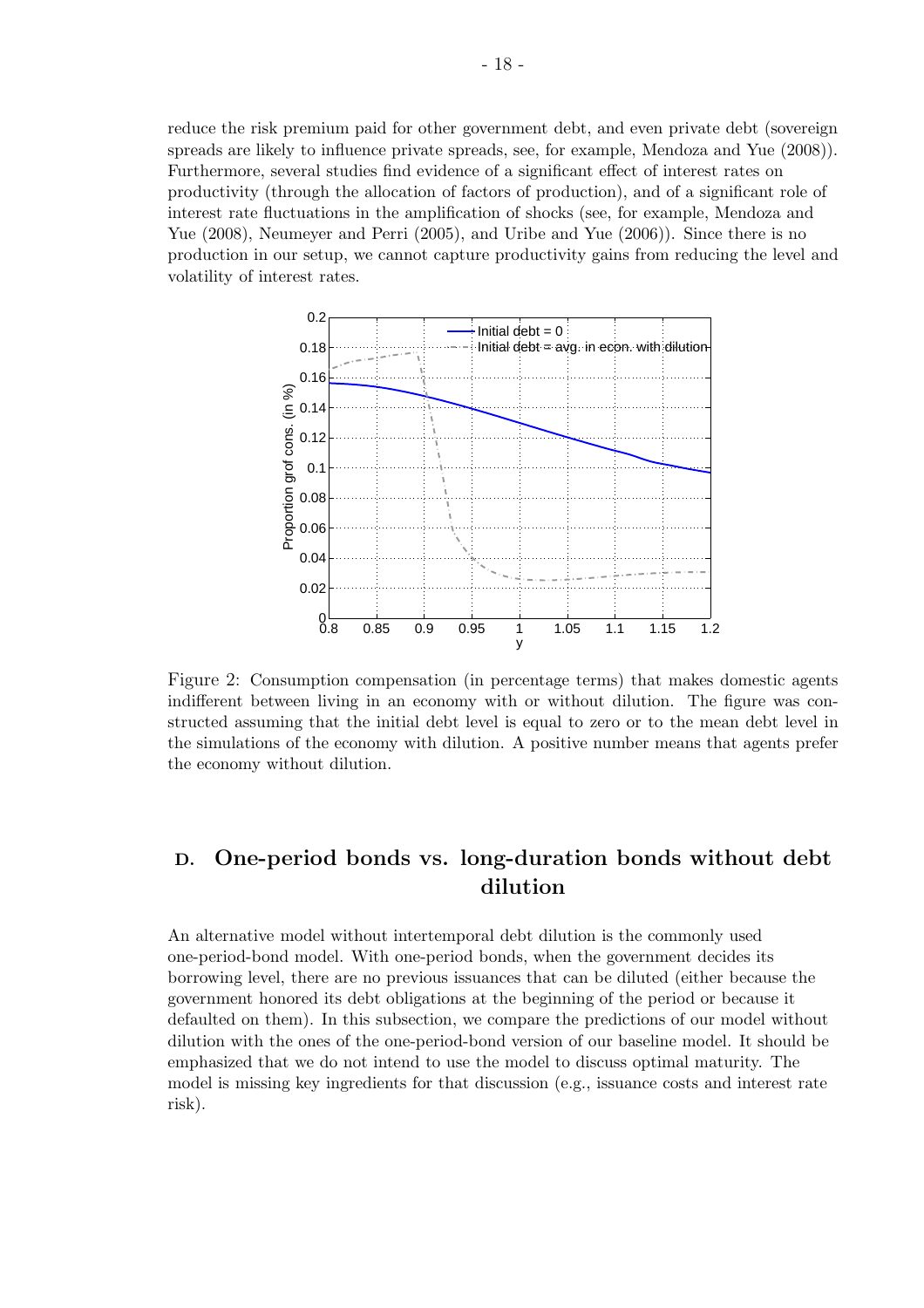reduce the risk premium paid for other government debt, and even private debt (sovereign spreads are likely to influence private spreads, see, for example, Mendoza and Yue (2008)). Furthermore, several studies find evidence of a significant effect of interest rates on productivity (through the allocation of factors of production), and of a significant role of interest rate fluctuations in the amplification of shocks (see, for example, Mendoza and Yue (2008), Neumeyer and Perri (2005), and Uribe and Yue (2006)). Since there is no production in our setup, we cannot capture productivity gains from reducing the level and volatility of interest rates.

Figure 2: Consumption compensation (in percentage terms) that makes domestic agents indifferent between living in an economy with or without dilution. The figure was constructed assuming that the initial debt level is equal to zero or to the mean debt level in the simulations of the economy with dilution. A positive number means that agents prefer the economy without dilution.

## D. One-period bonds vs. long-duration bonds without debt dilution

An alternative model without intertemporal debt dilution is the commonly used one-period-bond model. With one-period bonds, when the government decides its borrowing level, there are no previous issuances that can be diluted (either because the government honored its debt obligations at the beginning of the period or because it defaulted on them). In this subsection, we compare the predictions of our model without dilution with the ones of the one-period-bond version of our baseline model. It should be emphasized that we do not intend to use the model to discuss optimal maturity. The model is missing key ingredients for that discussion (e.g., issuance costs and interest rate risk).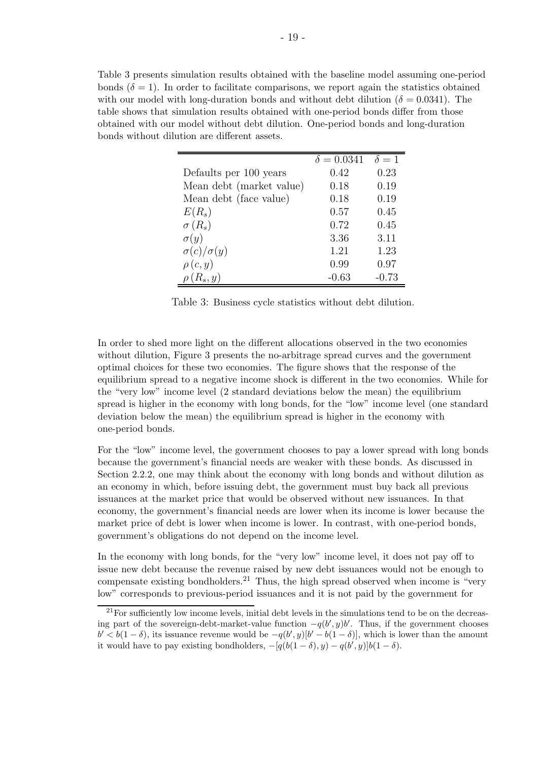Table 3 presents simulation results obtained with the baseline model assuming one-period bonds ($\delta = 1$). In order to facilitate comparisons, we report again the statistics obtained with our model with long-duration bonds and without debt dilution ($\delta = 0.0341$). The table shows that simulation results obtained with one-period bonds differ from those obtained with our model without debt dilution. One-period bonds and long-duration bonds without dilution are different assets.

| | $\delta = 0.0341$ | $\delta = 1$ |
|---|---|---|
| Defaults per 100 years | 0.42 | 0.23 |
| Mean debt (market value) | 0.18 | 0.19 |
| Mean debt (face value) | 0.18 | 0.19 |
| $E(R_s)$ | 0.57 | 0.45 |
| $\sigma(R_s)$ | 0.72 | 0.45 |
| $\sigma(y)$ | 3.36 | 3.11 |
| $\sigma(c)/\sigma(y)$ | 1.21 | 1.23 |
| $\rho(c, y)$ | 0.99 | 0.97 |
| $\rho(R_s, y)$ | -0.63 | -0.73 |

Table 3: Business cycle statistics without debt dilution.

In order to shed more light on the different allocations observed in the two economies without dilution, Figure 3 presents the no-arbitrage spread curves and the government optimal choices for these two economies. The figure shows that the response of the equilibrium spread to a negative income shock is different in the two economies. While for the "very low" income level (2 standard deviations below the mean) the equilibrium spread is higher in the economy with long bonds, for the "low" income level (one standard deviation below the mean) the equilibrium spread is higher in the economy with one-period bonds.

For the "low" income level, the government chooses to pay a lower spread with long bonds because the government's financial needs are weaker with these bonds. As discussed in Section 2.2.2, one may think about the economy with long bonds and without dilution as an economy in which, before issuing debt, the government must buy back all previous issuances at the market price that would be observed without new issuances. In that economy, the government's financial needs are lower when its income is lower because the market price of debt is lower when income is lower. In contrast, with one-period bonds, government's obligations do not depend on the income level.

In the economy with long bonds, for the "very low" income level, it does not pay off to issue new debt because the revenue raised by new debt issuances would not be enough to compensate existing bondholders.[21] Thus, the high spread observed when income is "very low" corresponds to previous-period issuances and it is not paid by the government for

[21] For sufficiently low income levels, initial debt levels in the simulations tend to be on the decreasing part of the sovereign-debt-market-value function $-q(b', y)b'$. Thus, if the government chooses $b' < b(1-\delta)$, its issuance revenue would be $-q(b', y)[b' - b(1-\delta)]$, which is lower than the amount it would have to pay existing bondholders, $-[q(b(1-\delta), y) - q(b', y)]b(1-\delta)$.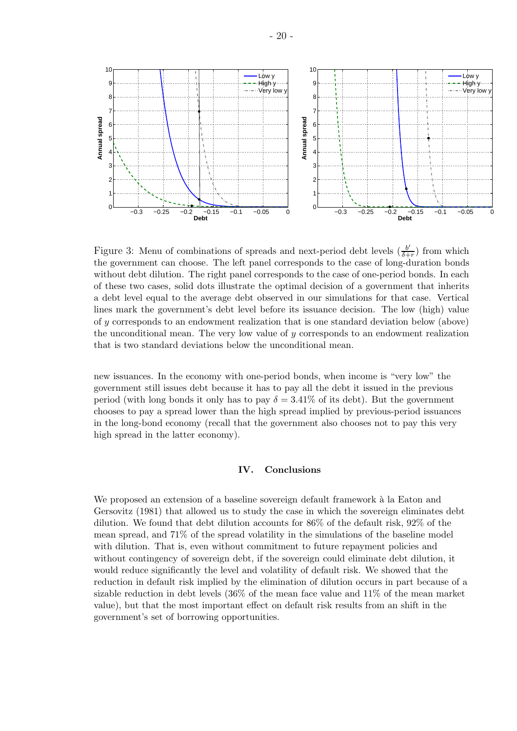Figure 3: Menu of combinations of spreads and next-period debt levels ($\frac{b'}{\delta+r}$) from which the government can choose. The left panel corresponds to the case of long-duration bonds without debt dilution. The right panel corresponds to the case of one-period bonds. In each of these two cases, solid dots illustrate the optimal decision of a government that inherits a debt level equal to the average debt observed in our simulations for that case. Vertical lines mark the government's debt level before its issuance decision. The low (high) value of $y$ corresponds to an endowment realization that is one standard deviation below (above) the unconditional mean. The very low value of $y$ corresponds to an endowment realization that is two standard deviations below the unconditional mean.

new issuances. In the economy with one-period bonds, when income is "very low" the government still issues debt because it has to pay all the debt it issued in the previous period (with long bonds it only has to pay $\delta = 3.41\%$ of its debt). But the government chooses to pay a spread lower than the high spread implied by previous-period issuances in the long-bond economy (recall that the government also chooses not to pay this very high spread in the latter economy).

## IV. Conclusions

We proposed an extension of a baseline sovereign default framework à la Eaton and Gersovitz (1981) that allowed us to study the case in which the sovereign eliminates debt dilution. We found that debt dilution accounts for 86% of the default risk, 92% of the mean spread, and 71% of the spread volatility in the simulations of the baseline model with dilution. That is, even without commitment to future repayment policies and without contingency of sovereign debt, if the sovereign could eliminate debt dilution, it would reduce significantly the level and volatility of default risk. We showed that the reduction in default risk implied by the elimination of dilution occurs in part because of a sizable reduction in debt levels (36% of the mean face value and 11% of the mean market value), but that the most important effect on default risk results from an shift in the government's set of borrowing opportunities.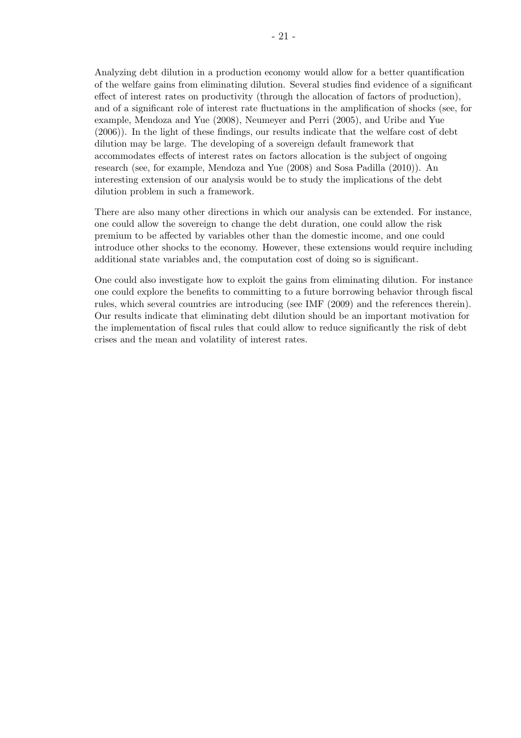Analyzing debt dilution in a production economy would allow for a better quantification of the welfare gains from eliminating dilution. Several studies find evidence of a significant effect of interest rates on productivity (through the allocation of factors of production), and of a significant role of interest rate fluctuations in the amplification of shocks (see, for example, Mendoza and Yue (2008), Neumeyer and Perri (2005), and Uribe and Yue (2006)). In the light of these findings, our results indicate that the welfare cost of debt dilution may be large. The developing of a sovereign default framework that accommodates effects of interest rates on factors allocation is the subject of ongoing research (see, for example, Mendoza and Yue (2008) and Sosa Padilla (2010)). An interesting extension of our analysis would be to study the implications of the debt dilution problem in such a framework.

There are also many other directions in which our analysis can be extended. For instance, one could allow the sovereign to change the debt duration, one could allow the risk premium to be affected by variables other than the domestic income, and one could introduce other shocks to the economy. However, these extensions would require including additional state variables and, the computation cost of doing so is significant.

One could also investigate how to exploit the gains from eliminating dilution. For instance one could explore the benefits to committing to a future borrowing behavior through fiscal rules, which several countries are introducing (see IMF (2009) and the references therein). Our results indicate that eliminating debt dilution should be an important motivation for the implementation of fiscal rules that could allow to reduce significantly the risk of debt crises and the mean and volatility of interest rates.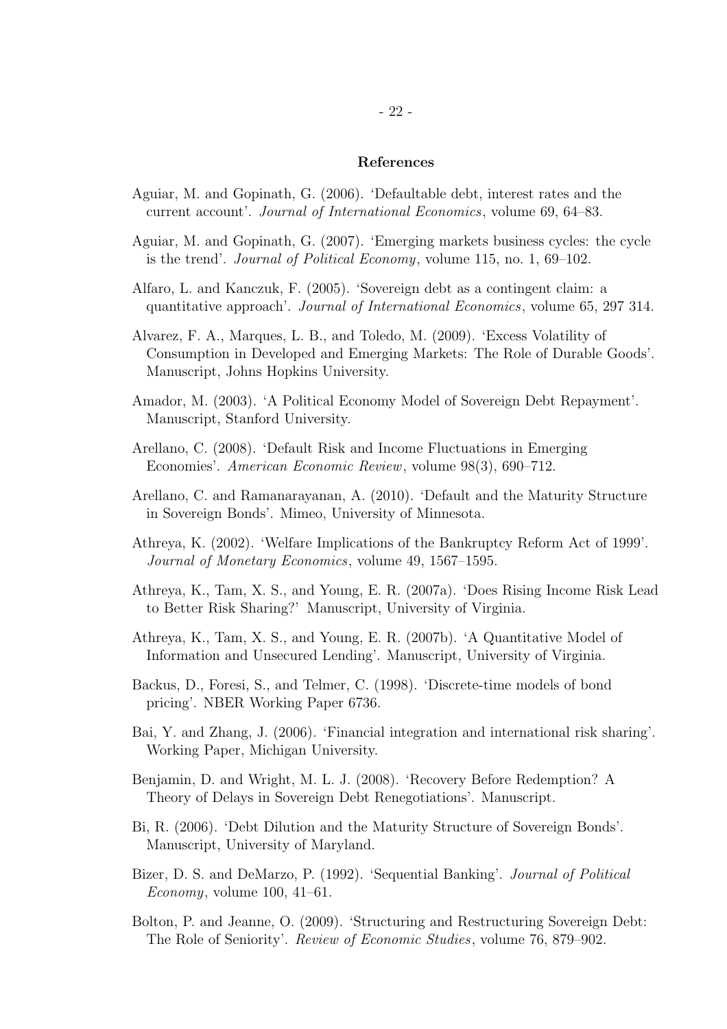## References

Aguiar, M. and Gopinath, G. (2006). 'Defaultable debt, interest rates and the current account'. *Journal of International Economics*, volume 69, 64–83.

Aguiar, M. and Gopinath, G. (2007). 'Emerging markets business cycles: the cycle is the trend'. *Journal of Political Economy*, volume 115, no. 1, 69–102.

Alfaro, L. and Kanczuk, F. (2005). 'Sovereign debt as a contingent claim: a quantitative approach'. *Journal of International Economics*, volume 65, 297 314.

Alvarez, F. A., Marques, L. B., and Toledo, M. (2009). 'Excess Volatility of Consumption in Developed and Emerging Markets: The Role of Durable Goods'. Manuscript, Johns Hopkins University.

Amador, M. (2003). 'A Political Economy Model of Sovereign Debt Repayment'. Manuscript, Stanford University.

Arellano, C. (2008). 'Default Risk and Income Fluctuations in Emerging Economies'. *American Economic Review*, volume 98(3), 690–712.

Arellano, C. and Ramanarayanan, A. (2010). 'Default and the Maturity Structure in Sovereign Bonds'. Mimeo, University of Minnesota.

Athreya, K. (2002). 'Welfare Implications of the Bankruptcy Reform Act of 1999'. *Journal of Monetary Economics*, volume 49, 1567–1595.

Athreya, K., Tam, X. S., and Young, E. R. (2007a). 'Does Rising Income Risk Lead to Better Risk Sharing?' Manuscript, University of Virginia.

Athreya, K., Tam, X. S., and Young, E. R. (2007b). 'A Quantitative Model of Information and Unsecured Lending'. Manuscript, University of Virginia.

Backus, D., Foresi, S., and Telmer, C. (1998). 'Discrete-time models of bond pricing'. NBER Working Paper 6736.

Bai, Y. and Zhang, J. (2006). 'Financial integration and international risk sharing'. Working Paper, Michigan University.

Benjamin, D. and Wright, M. L. J. (2008). 'Recovery Before Redemption? A Theory of Delays in Sovereign Debt Renegotiations'. Manuscript.

Bi, R. (2006). 'Debt Dilution and the Maturity Structure of Sovereign Bonds'. Manuscript, University of Maryland.

Bizer, D. S. and DeMarzo, P. (1992). 'Sequential Banking'. *Journal of Political Economy*, volume 100, 41–61.

Bolton, P. and Jeanne, O. (2009). 'Structuring and Restructuring Sovereign Debt: The Role of Seniority'. *Review of Economic Studies*, volume 76, 879–902.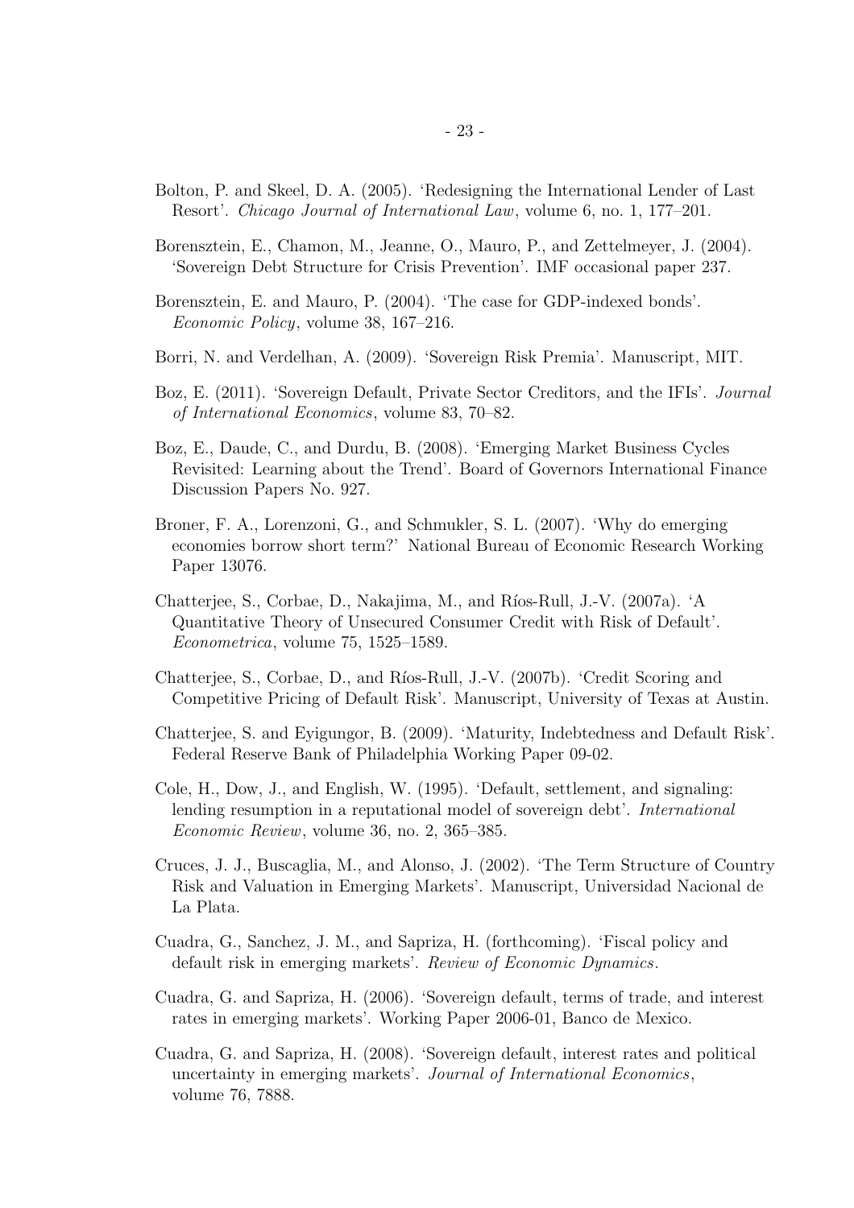Bolton, P. and Skeel, D. A. (2005). 'Redesigning the International Lender of Last Resort'. *Chicago Journal of International Law*, volume 6, no. 1, 177–201.

Borensztein, E., Chamon, M., Jeanne, O., Mauro, P., and Zettelmeyer, J. (2004). 'Sovereign Debt Structure for Crisis Prevention'. IMF occasional paper 237.

Borensztein, E. and Mauro, P. (2004). 'The case for GDP-indexed bonds'. *Economic Policy*, volume 38, 167–216.

Borri, N. and Verdelhan, A. (2009). 'Sovereign Risk Premia'. Manuscript, MIT.

Boz, E. (2011). 'Sovereign Default, Private Sector Creditors, and the IFIs'. *Journal of International Economics*, volume 83, 70–82.

Boz, E., Daude, C., and Durdu, B. (2008). 'Emerging Market Business Cycles Revisited: Learning about the Trend'. Board of Governors International Finance Discussion Papers No. 927.

Broner, F. A., Lorenzoni, G., and Schmukler, S. L. (2007). 'Why do emerging economies borrow short term?' National Bureau of Economic Research Working Paper 13076.

Chatterjee, S., Corbae, D., Nakajima, M., and Ríos-Rull, J.-V. (2007a). 'A Quantitative Theory of Unsecured Consumer Credit with Risk of Default'. *Econometrica*, volume 75, 1525–1589.

Chatterjee, S., Corbae, D., and Ríos-Rull, J.-V. (2007b). 'Credit Scoring and Competitive Pricing of Default Risk'. Manuscript, University of Texas at Austin.

Chatterjee, S. and Eyigungor, B. (2009). 'Maturity, Indebtedness and Default Risk'. Federal Reserve Bank of Philadelphia Working Paper 09-02.

Cole, H., Dow, J., and English, W. (1995). 'Default, settlement, and signaling: lending resumption in a reputational model of sovereign debt'. *International Economic Review*, volume 36, no. 2, 365–385.

Cruces, J. J., Buscaglia, M., and Alonso, J. (2002). 'The Term Structure of Country Risk and Valuation in Emerging Markets'. Manuscript, Universidad Nacional de La Plata.

Cuadra, G., Sanchez, J. M., and Sapriza, H. (forthcoming). 'Fiscal policy and default risk in emerging markets'. *Review of Economic Dynamics*.

Cuadra, G. and Sapriza, H. (2006). 'Sovereign default, terms of trade, and interest rates in emerging markets'. Working Paper 2006-01, Banco de Mexico.

Cuadra, G. and Sapriza, H. (2008). 'Sovereign default, interest rates and political uncertainty in emerging markets'. *Journal of International Economics*, volume 76, 7888.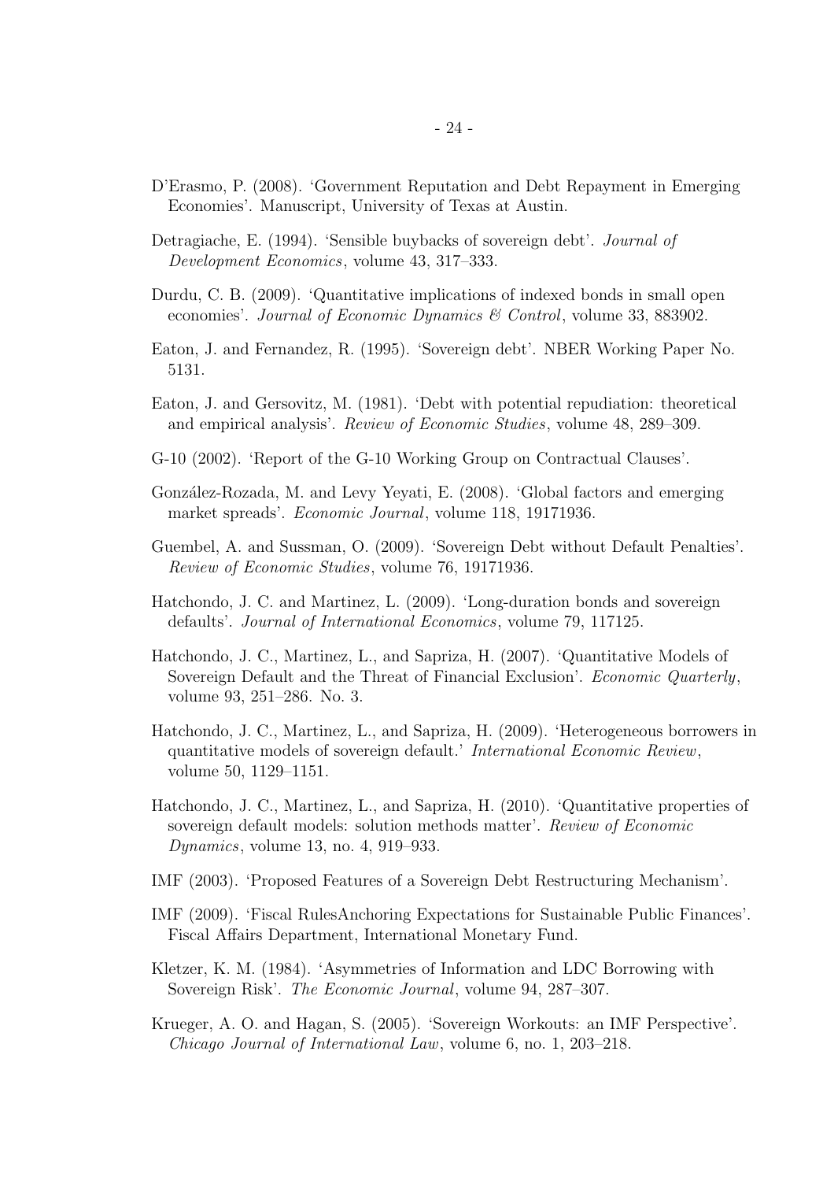D'Erasmo, P. (2008). 'Government Reputation and Debt Repayment in Emerging Economies'. Manuscript, University of Texas at Austin.

Detragiache, E. (1994). 'Sensible buybacks of sovereign debt'. *Journal of Development Economics*, volume 43, 317–333.

Durdu, C. B. (2009). 'Quantitative implications of indexed bonds in small open economies'. *Journal of Economic Dynamics & Control*, volume 33, 883902.

Eaton, J. and Fernandez, R. (1995). 'Sovereign debt'. NBER Working Paper No. 5131.

Eaton, J. and Gersovitz, M. (1981). 'Debt with potential repudiation: theoretical and empirical analysis'. *Review of Economic Studies*, volume 48, 289–309.

G-10 (2002). 'Report of the G-10 Working Group on Contractual Clauses'.

González-Rozada, M. and Levy Yeyati, E. (2008). 'Global factors and emerging market spreads'. *Economic Journal*, volume 118, 19171936.

Guembel, A. and Sussman, O. (2009). 'Sovereign Debt without Default Penalties'. *Review of Economic Studies*, volume 76, 19171936.

Hatchondo, J. C. and Martinez, L. (2009). 'Long-duration bonds and sovereign defaults'. *Journal of International Economics*, volume 79, 117125.

Hatchondo, J. C., Martinez, L., and Sapriza, H. (2007). 'Quantitative Models of Sovereign Default and the Threat of Financial Exclusion'. *Economic Quarterly*, volume 93, 251–286. No. 3.

Hatchondo, J. C., Martinez, L., and Sapriza, H. (2009). 'Heterogeneous borrowers in quantitative models of sovereign default.' *International Economic Review*, volume 50, 1129–1151.

Hatchondo, J. C., Martinez, L., and Sapriza, H. (2010). 'Quantitative properties of sovereign default models: solution methods matter'. *Review of Economic Dynamics*, volume 13, no. 4, 919–933.

IMF (2003). 'Proposed Features of a Sovereign Debt Restructuring Mechanism'.

IMF (2009). 'Fiscal RulesAnchoring Expectations for Sustainable Public Finances'. Fiscal Affairs Department, International Monetary Fund.

Kletzer, K. M. (1984). 'Asymmetries of Information and LDC Borrowing with Sovereign Risk'. *The Economic Journal*, volume 94, 287–307.

Krueger, A. O. and Hagan, S. (2005). 'Sovereign Workouts: an IMF Perspective'. *Chicago Journal of International Law*, volume 6, no. 1, 203–218.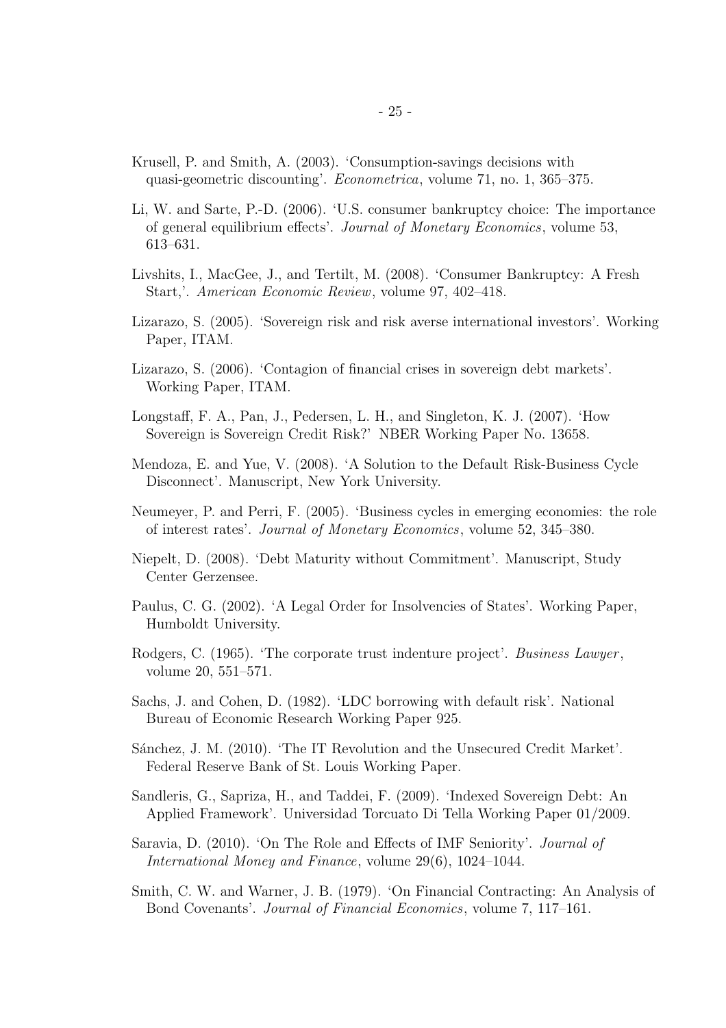Krusell, P. and Smith, A. (2003). 'Consumption-savings decisions with quasi-geometric discounting'. *Econometrica*, volume 71, no. 1, 365–375.

Li, W. and Sarte, P.-D. (2006). 'U.S. consumer bankruptcy choice: The importance of general equilibrium effects'. *Journal of Monetary Economics*, volume 53, 613–631.

Livshits, I., MacGee, J., and Tertilt, M. (2008). 'Consumer Bankruptcy: A Fresh Start,'. *American Economic Review*, volume 97, 402–418.

Lizarazo, S. (2005). 'Sovereign risk and risk averse international investors'. Working Paper, ITAM.

Lizarazo, S. (2006). 'Contagion of financial crises in sovereign debt markets'. Working Paper, ITAM.

Longstaff, F. A., Pan, J., Pedersen, L. H., and Singleton, K. J. (2007). 'How Sovereign is Sovereign Credit Risk?' NBER Working Paper No. 13658.

Mendoza, E. and Yue, V. (2008). 'A Solution to the Default Risk-Business Cycle Disconnect'. Manuscript, New York University.

Neumeyer, P. and Perri, F. (2005). 'Business cycles in emerging economies: the role of interest rates'. *Journal of Monetary Economics*, volume 52, 345–380.

Niepelt, D. (2008). 'Debt Maturity without Commitment'. Manuscript, Study Center Gerzensee.

Paulus, C. G. (2002). 'A Legal Order for Insolvencies of States'. Working Paper, Humboldt University.

Rodgers, C. (1965). 'The corporate trust indenture project'. *Business Lawyer*, volume 20, 551–571.

Sachs, J. and Cohen, D. (1982). 'LDC borrowing with default risk'. National Bureau of Economic Research Working Paper 925.

Sánchez, J. M. (2010). 'The IT Revolution and the Unsecured Credit Market'. Federal Reserve Bank of St. Louis Working Paper.

Sandleris, G., Sapriza, H., and Taddei, F. (2009). 'Indexed Sovereign Debt: An Applied Framework'. Universidad Torcuato Di Tella Working Paper 01/2009.

Saravia, D. (2010). 'On The Role and Effects of IMF Seniority'. *Journal of International Money and Finance*, volume 29(6), 1024–1044.

Smith, C. W. and Warner, J. B. (1979). 'On Financial Contracting: An Analysis of Bond Covenants'. *Journal of Financial Economics*, volume 7, 117–161.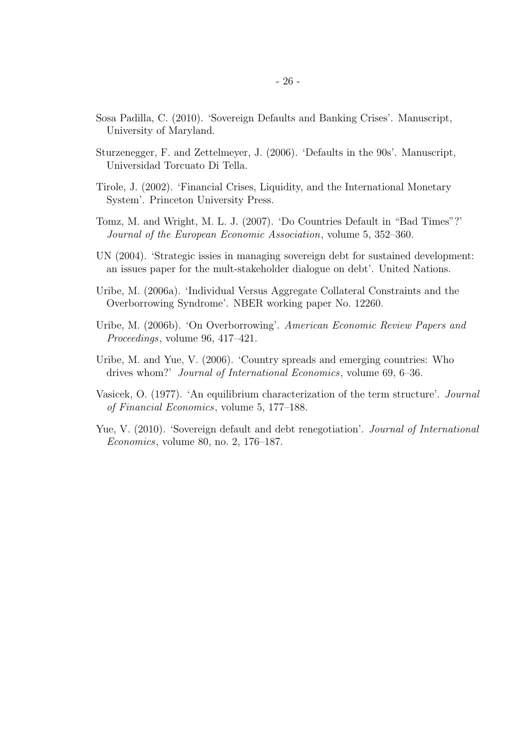Sosa Padilla, C. (2010). 'Sovereign Defaults and Banking Crises'. Manuscript, University of Maryland.

Sturzenegger, F. and Zettelmeyer, J. (2006). 'Defaults in the 90s'. Manuscript, Universidad Torcuato Di Tella.

Tirole, J. (2002). 'Financial Crises, Liquidity, and the International Monetary System'. Princeton University Press.

Tomz, M. and Wright, M. L. J. (2007). 'Do Countries Default in "Bad Times"?' *Journal of the European Economic Association*, volume 5, 352–360.

UN (2004). 'Strategic issies in managing sovereign debt for sustained development: an issues paper for the mult-stakeholder dialogue on debt'. United Nations.

Uribe, M. (2006a). 'Individual Versus Aggregate Collateral Constraints and the Overborrowing Syndrome'. NBER working paper No. 12260.

Uribe, M. (2006b). 'On Overborrowing'. *American Economic Review Papers and Proceedings*, volume 96, 417–421.

Uribe, M. and Yue, V. (2006). 'Country spreads and emerging countries: Who drives whom?' *Journal of International Economics*, volume 69, 6–36.

Vasicek, O. (1977). 'An equilibrium characterization of the term structure'. *Journal of Financial Economics*, volume 5, 177–188.

Yue, V. (2010). 'Sovereign default and debt renegotiation'. *Journal of International Economics*, volume 80, no. 2, 176–187.